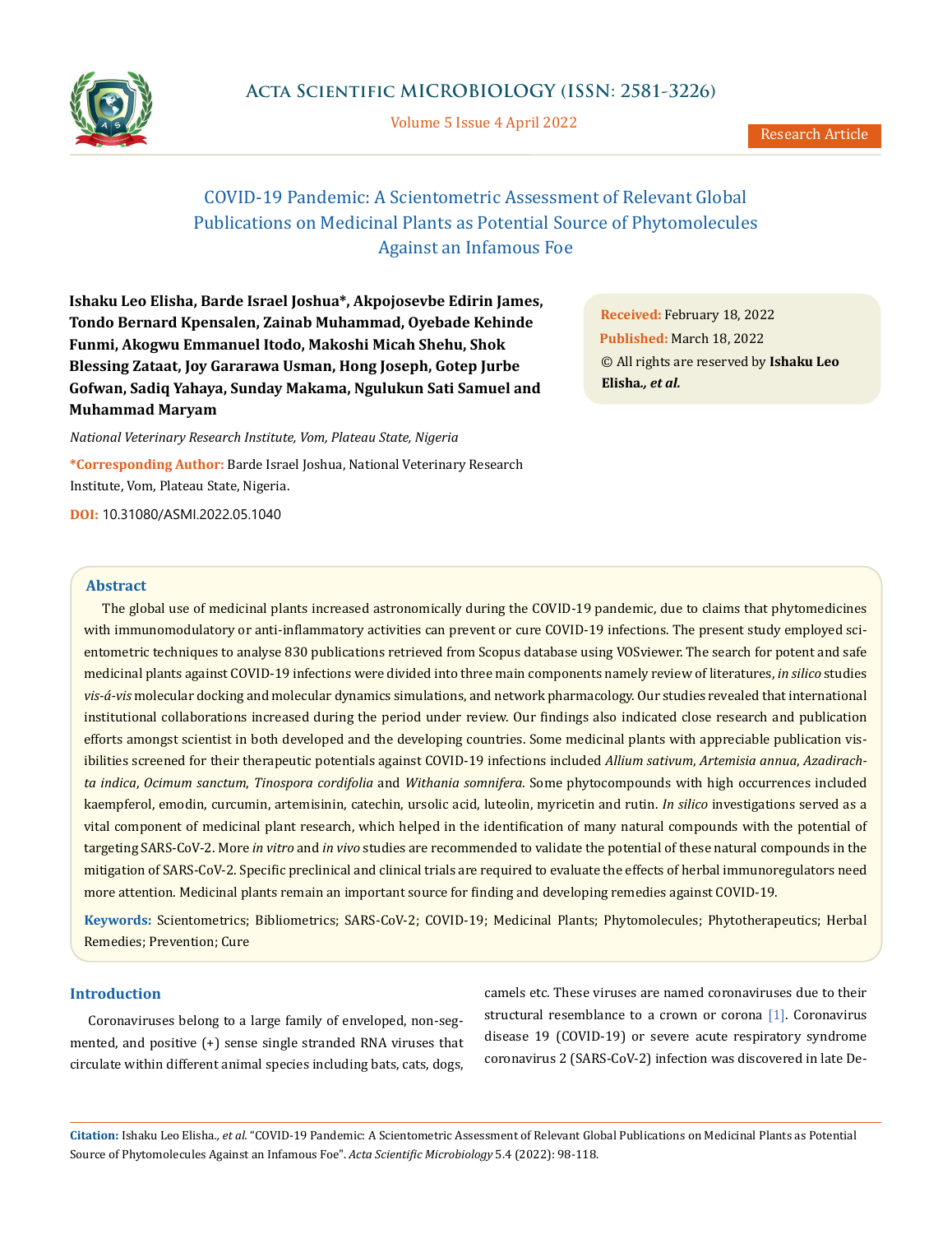# COVID-19 Pandemic: A Scientometric Assessment of Relevant Global Publications on Medicinal Plants as Potential Source of Phytomolecules Against an Infamous Foe

**Ishaku Leo Elisha, Barde Israel Joshua\*, Akpojosevbe Edirin James, Tondo Bernard Kpensalen, Zainab Muhammad, Oyebade Kehinde Funmi, Akogwu Emmanuel Itodo, Makoshi Micah Shehu, Shok Blessing Zataat, Joy Gararawa Usman, Hong Joseph, Gotep Jurbe Gofwan, Sadiq Yahaya, Sunday Makama, Ngulukun Sati Samuel and Muhammad Maryam**

*National Veterinary Research Institute, Vom, Plateau State, Nigeria*

**\*Corresponding Author:** Barde Israel Joshua, National Veterinary Research Institute, Vom, Plateau State, Nigeria.

**DOI:** 10.31080/ASMI.2022.05.1040

**Received:** February 18, 2022
**Published:** March 18, 2022
© All rights are reserved by **Ishaku Leo Elisha*., et al.***

## Abstract

The global use of medicinal plants increased astronomically during the COVID-19 pandemic, due to claims that phytomedicines with immunomodulatory or anti-inflammatory activities can prevent or cure COVID-19 infections. The present study employed scientometric techniques to analyse 830 publications retrieved from Scopus database using VOSviewer. The search for potent and safe medicinal plants against COVID-19 infections were divided into three main components namely review of literatures, *in silico* studies *vis-á-vis* molecular docking and molecular dynamics simulations, and network pharmacology. Our studies revealed that international institutional collaborations increased during the period under review. Our findings also indicated close research and publication efforts amongst scientist in both developed and the developing countries. Some medicinal plants with appreciable publication visibilities screened for their therapeutic potentials against COVID-19 infections included *Allium sativum*, *Artemisia annua*, *Azadirachta indica*, *Ocimum sanctum*, *Tinospora cordifolia* and *Withania somnifera*. Some phytocompounds with high occurrences included kaempferol, emodin, curcumin, artemisinin, catechin, ursolic acid, luteolin, myricetin and rutin. *In silico* investigations served as a vital component of medicinal plant research, which helped in the identification of many natural compounds with the potential of targeting SARS-CoV-2. More *in vitro* and *in vivo* studies are recommended to validate the potential of these natural compounds in the mitigation of SARS-CoV-2. Specific preclinical and clinical trials are required to evaluate the effects of herbal immunoregulators need more attention. Medicinal plants remain an important source for finding and developing remedies against COVID-19.

**Keywords:** Scientometrics; Bibliometrics; SARS-CoV-2; COVID-19; Medicinal Plants; Phytomolecules; Phytotherapeutics; Herbal Remedies; Prevention; Cure

## Introduction

Coronaviruses belong to a large family of enveloped, non-segmented, and positive (+) sense single stranded RNA viruses that circulate within different animal species including bats, cats, dogs, camels etc. These viruses are named coronaviruses due to their structural resemblance to a crown or corona [1]. Coronavirus disease 19 (COVID-19) or severe acute respiratory syndrome coronavirus 2 (SARS-CoV-2) infection was discovered in late De-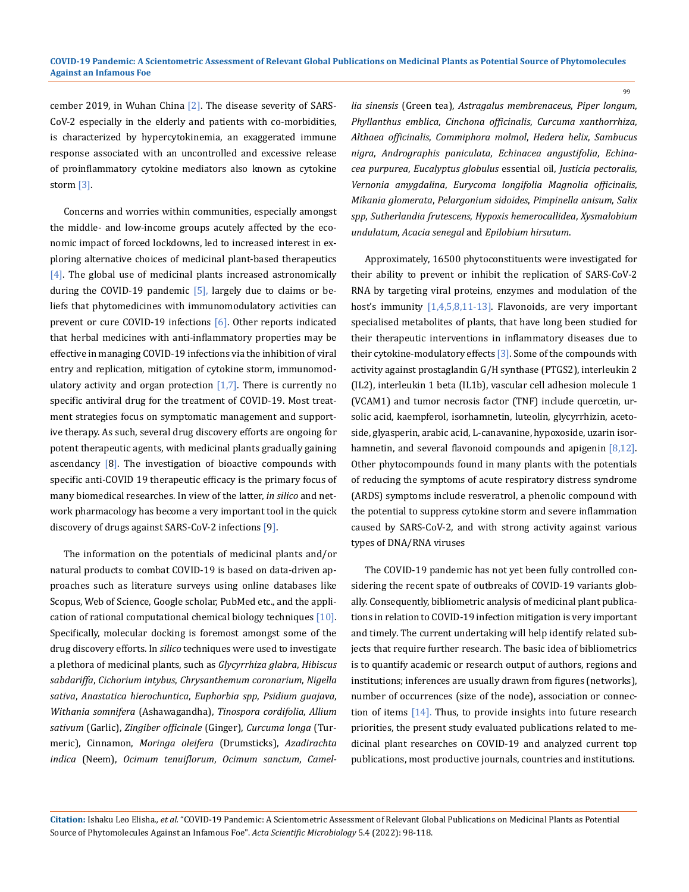cember 2019, in Wuhan China [2]. The disease severity of SARS-CoV-2 especially in the elderly and patients with co-morbidities, is characterized by hypercytokinemia, an exaggerated immune response associated with an uncontrolled and excessive release of proinflammatory cytokine mediators also known as cytokine storm [3].

Concerns and worries within communities, especially amongst the middle- and low-income groups acutely affected by the economic impact of forced lockdowns, led to increased interest in exploring alternative choices of medicinal plant-based therapeutics [4]. The global use of medicinal plants increased astronomically during the COVID-19 pandemic [5], largely due to claims or beliefs that phytomedicines with immunomodulatory activities can prevent or cure COVID-19 infections [6]. Other reports indicated that herbal medicines with anti-inflammatory properties may be effective in managing COVID-19 infections via the inhibition of viral entry and replication, mitigation of cytokine storm, immunomodulatory activity and organ protection [1,7]. There is currently no specific antiviral drug for the treatment of COVID-19. Most treatment strategies focus on symptomatic management and supportive therapy. As such, several drug discovery efforts are ongoing for potent therapeutic agents, with medicinal plants gradually gaining ascendancy [8]. The investigation of bioactive compounds with specific anti-COVID 19 therapeutic efficacy is the primary focus of many biomedical researches. In view of the latter, *in silico* and network pharmacology has become a very important tool in the quick discovery of drugs against SARS-CoV-2 infections [9].

The information on the potentials of medicinal plants and/or natural products to combat COVID-19 is based on data-driven approaches such as literature surveys using online databases like Scopus, Web of Science, Google scholar, PubMed etc., and the application of rational computational chemical biology techniques [10]. Specifically, molecular docking is foremost amongst some of the drug discovery efforts. In *silico* techniques were used to investigate a plethora of medicinal plants, such as *Glycyrrhiza glabra*, *Hibiscus sabdariffa*, *Cichorium intybus*, *Chrysanthemum coronarium*, *Nigella sativa*, *Anastatica hierochuntica*, *Euphorbia spp*, *Psidium guajava*, *Withania somnifera* (Ashawagandha), *Tinospora cordifolia*, *Allium sativum* (Garlic), *Zingiber officinale* (Ginger), *Curcuma longa* (Turmeric), Cinnamon, *Moringa oleifera* (Drumsticks), *Azadirachta indica* (Neem), *Ocimum tenuiflorum*, *Ocimum sanctum*, *Camellia sinensis* (Green tea), *Astragalus membrenaceus*, *Piper longum*, *Phyllanthus emblica*, *Cinchona officinalis*, *Curcuma xanthorrhiza*, *Althaea officinalis*, *Commiphora molmol*, *Hedera helix*, *Sambucus nigra*, *Andrographis paniculata*, *Echinacea angustifolia*, *Echinacea purpurea*, *Eucalyptus globulus* essential oil, *Justicia pectoralis*, *Vernonia amygdalina*, *Eurycoma longifolia Magnolia officinalis*, *Mikania glomerata*, *Pelargonium sidoides*, *Pimpinella anisum*, *Salix spp*, *Sutherlandia frutescens*, *Hypoxis hemerocallidea*, *Xysmalobium undulatum*, *Acacia senegal* and *Epilobium hirsutum*.

Approximately, 16500 phytoconstituents were investigated for their ability to prevent or inhibit the replication of SARS-CoV-2 RNA by targeting viral proteins, enzymes and modulation of the host's immunity [1,4,5,8,11-13]. Flavonoids, are very important specialised metabolites of plants, that have long been studied for their therapeutic interventions in inflammatory diseases due to their cytokine-modulatory effects [3]. Some of the compounds with activity against prostaglandin G/H synthase (PTGS2), interleukin 2 (IL2), interleukin 1 beta (IL1b), vascular cell adhesion molecule 1 (VCAM1) and tumor necrosis factor (TNF) include quercetin, ursolic acid, kaempferol, isorhamnetin, luteolin, glycyrrhizin, acetoside, glyasperin, arabic acid, L-canavanine, hypoxoside, uzarin isorhamnetin, and several flavonoid compounds and apigenin [8,12]. Other phytocompounds found in many plants with the potentials of reducing the symptoms of acute respiratory distress syndrome (ARDS) symptoms include resveratrol, a phenolic compound with the potential to suppress cytokine storm and severe inflammation caused by SARS-CoV-2, and with strong activity against various types of DNA/RNA viruses

The COVID-19 pandemic has not yet been fully controlled considering the recent spate of outbreaks of COVID-19 variants globally. Consequently, bibliometric analysis of medicinal plant publications in relation to COVID-19 infection mitigation is very important and timely. The current undertaking will help identify related subjects that require further research. The basic idea of bibliometrics is to quantify academic or research output of authors, regions and institutions; inferences are usually drawn from figures (networks), number of occurrences (size of the node), association or connection of items [14]. Thus, to provide insights into future research priorities, the present study evaluated publications related to medicinal plant researches on COVID-19 and analyzed current top publications, most productive journals, countries and institutions.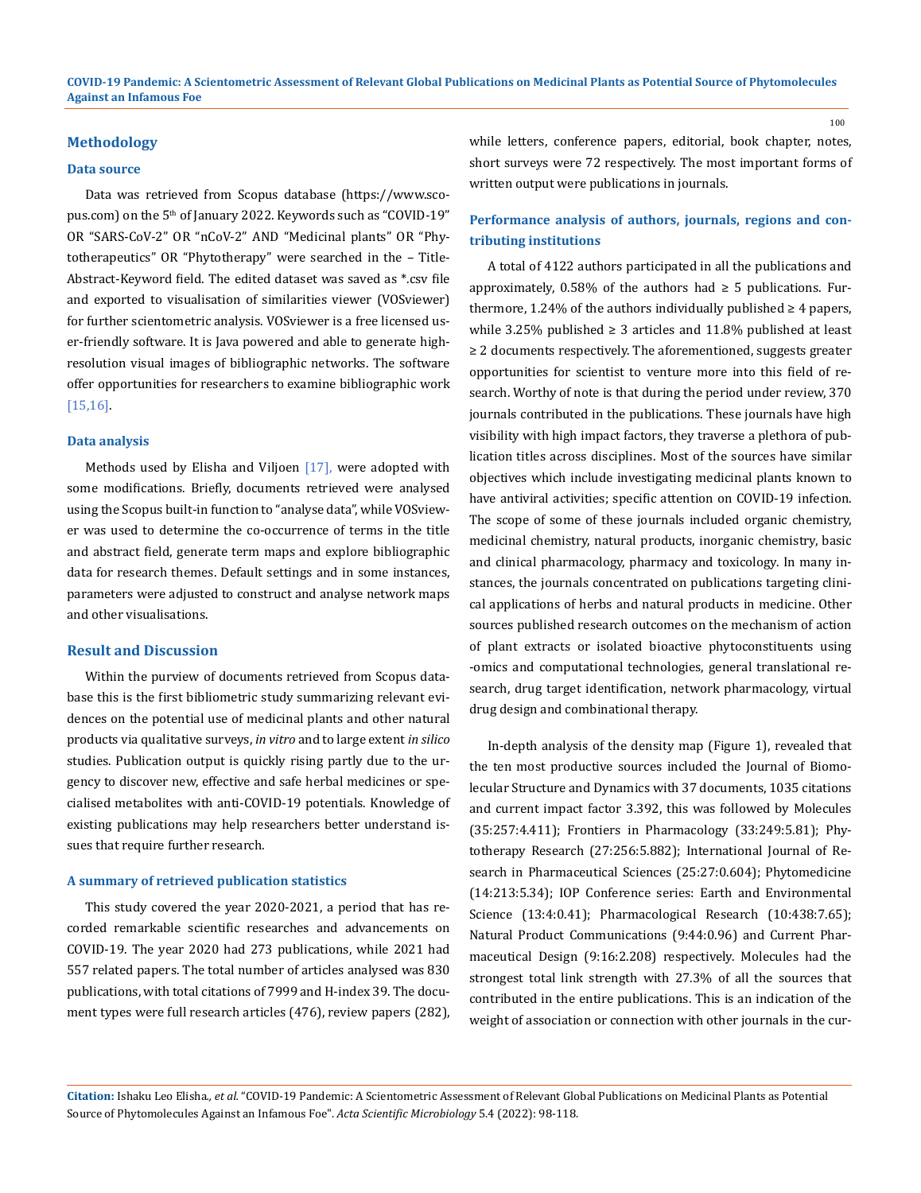## Methodology

### Data source

Data was retrieved from Scopus database (https://www.scopus.com) on the 5th of January 2022. Keywords such as "COVID-19" OR "SARS-CoV-2" OR "nCoV-2" AND "Medicinal plants" OR "Phytotherapeutics" OR "Phytotherapy" were searched in the – Title-Abstract-Keyword field. The edited dataset was saved as *.csv file and exported to visualisation of similarities viewer (VOSviewer) for further scientometric analysis. VOSviewer is a free licensed user-friendly software. It is Java powered and able to generate high-resolution visual images of bibliographic networks. The software offer opportunities for researchers to examine bibliographic work [15,16].

### Data analysis

Methods used by Elisha and Viljoen [17], were adopted with some modifications. Briefly, documents retrieved were analysed using the Scopus built-in function to "analyse data", while VOSviewer was used to determine the co-occurrence of terms in the title and abstract field, generate term maps and explore bibliographic data for research themes. Default settings and in some instances, parameters were adjusted to construct and analyse network maps and other visualisations.

## Result and Discussion

Within the purview of documents retrieved from Scopus database this is the first bibliometric study summarizing relevant evidences on the potential use of medicinal plants and other natural products via qualitative surveys, *in vitro* and to large extent *in silico* studies. Publication output is quickly rising partly due to the urgency to discover new, effective and safe herbal medicines or specialised metabolites with anti-COVID-19 potentials. Knowledge of existing publications may help researchers better understand issues that require further research.

### A summary of retrieved publication statistics

This study covered the year 2020-2021, a period that has recorded remarkable scientific researches and advancements on COVID-19. The year 2020 had 273 publications, while 2021 had 557 related papers. The total number of articles analysed was 830 publications, with total citations of 7999 and H-index 39. The document types were full research articles (476), review papers (282), while letters, conference papers, editorial, book chapter, notes, short surveys were 72 respectively. The most important forms of written output were publications in journals.

### Performance analysis of authors, journals, regions and contributing institutions

A total of 4122 authors participated in all the publications and approximately, 0.58% of the authors had ≥ 5 publications. Furthermore, 1.24% of the authors individually published ≥ 4 papers, while 3.25% published ≥ 3 articles and 11.8% published at least ≥ 2 documents respectively. The aforementioned, suggests greater opportunities for scientist to venture more into this field of research. Worthy of note is that during the period under review, 370 journals contributed in the publications. These journals have high visibility with high impact factors, they traverse a plethora of publication titles across disciplines. Most of the sources have similar objectives which include investigating medicinal plants known to have antiviral activities; specific attention on COVID-19 infection. The scope of some of these journals included organic chemistry, medicinal chemistry, natural products, inorganic chemistry, basic and clinical pharmacology, pharmacy and toxicology. In many instances, the journals concentrated on publications targeting clinical applications of herbs and natural products in medicine. Other sources published research outcomes on the mechanism of action of plant extracts or isolated bioactive phytoconstituents using -omics and computational technologies, general translational research, drug target identification, network pharmacology, virtual drug design and combinational therapy.

In-depth analysis of the density map (Figure 1), revealed that the ten most productive sources included the Journal of Biomolecular Structure and Dynamics with 37 documents, 1035 citations and current impact factor 3.392, this was followed by Molecules (35:257:4.411); Frontiers in Pharmacology (33:249:5.81); Phytotherapy Research (27:256:5.882); International Journal of Research in Pharmaceutical Sciences (25:27:0.604); Phytomedicine (14:213:5.34); IOP Conference series: Earth and Environmental Science (13:4:0.41); Pharmacological Research (10:438:7.65); Natural Product Communications (9:44:0.96) and Current Pharmaceutical Design (9:16:2.208) respectively. Molecules had the strongest total link strength with 27.3% of all the sources that contributed in the entire publications. This is an indication of the weight of association or connection with other journals in the cur-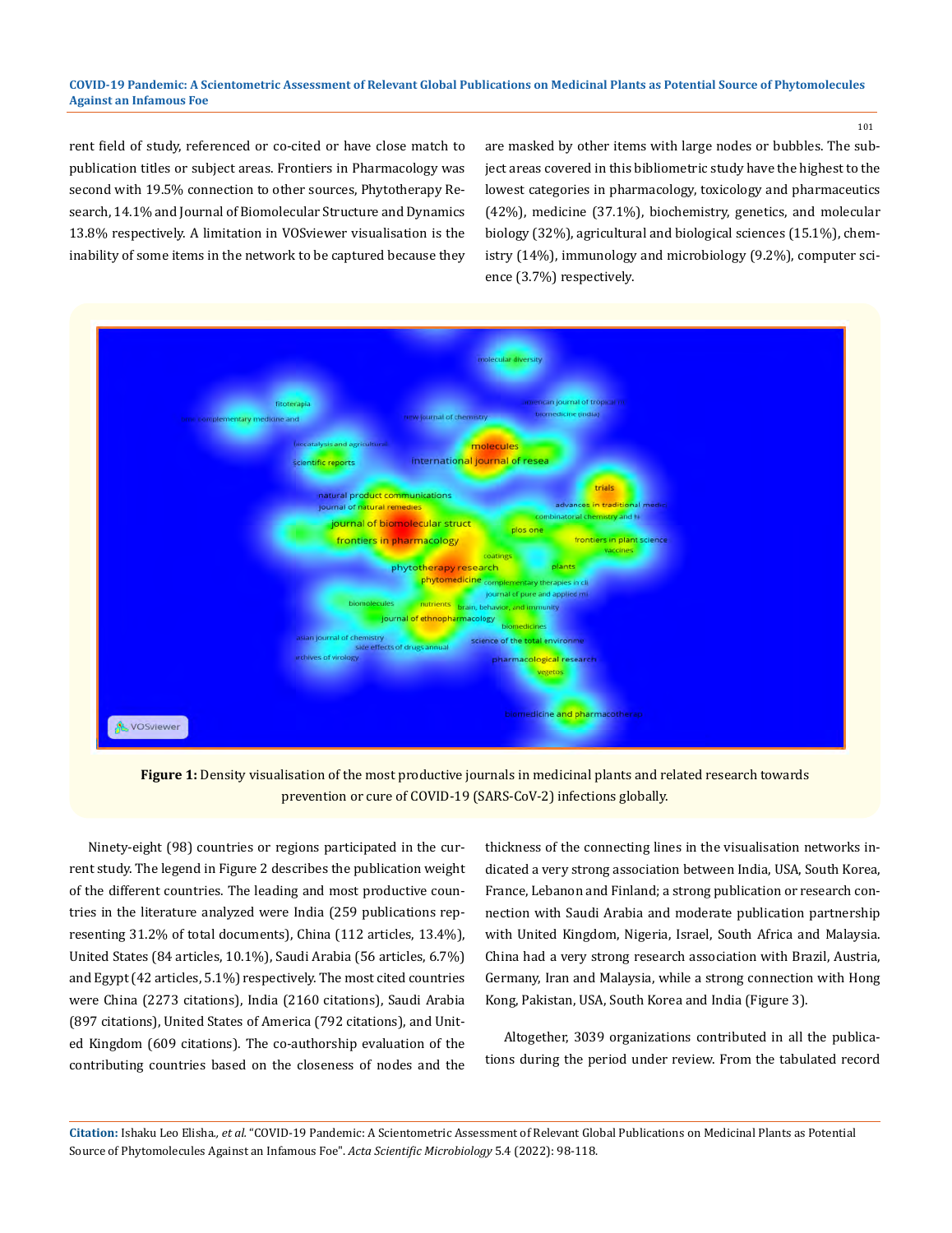rent field of study, referenced or co-cited or have close match to publication titles or subject areas. Frontiers in Pharmacology was second with 19.5% connection to other sources, Phytotherapy Research, 14.1% and Journal of Biomolecular Structure and Dynamics 13.8% respectively. A limitation in VOSviewer visualisation is the inability of some items in the network to be captured because they are masked by other items with large nodes or bubbles. The subject areas covered in this bibliometric study have the highest to the lowest categories in pharmacology, toxicology and pharmaceutics (42%), medicine (37.1%), biochemistry, genetics, and molecular biology (32%), agricultural and biological sciences (15.1%), chemistry (14%), immunology and microbiology (9.2%), computer science (3.7%) respectively.

**Figure 1:** Density visualisation of the most productive journals in medicinal plants and related research towards prevention or cure of COVID-19 (SARS-CoV-2) infections globally.

Ninety-eight (98) countries or regions participated in the current study. The legend in Figure 2 describes the publication weight of the different countries. The leading and most productive countries in the literature analyzed were India (259 publications representing 31.2% of total documents), China (112 articles, 13.4%), United States (84 articles, 10.1%), Saudi Arabia (56 articles, 6.7%) and Egypt (42 articles, 5.1%) respectively. The most cited countries were China (2273 citations), India (2160 citations), Saudi Arabia (897 citations), United States of America (792 citations), and United Kingdom (609 citations). The co-authorship evaluation of the contributing countries based on the closeness of nodes and the thickness of the connecting lines in the visualisation networks indicated a very strong association between India, USA, South Korea, France, Lebanon and Finland; a strong publication or research connection with Saudi Arabia and moderate publication partnership with United Kingdom, Nigeria, Israel, South Africa and Malaysia. China had a very strong research association with Brazil, Austria, Germany, Iran and Malaysia, while a strong connection with Hong Kong, Pakistan, USA, South Korea and India (Figure 3).

Altogether, 3039 organizations contributed in all the publications during the period under review. From the tabulated record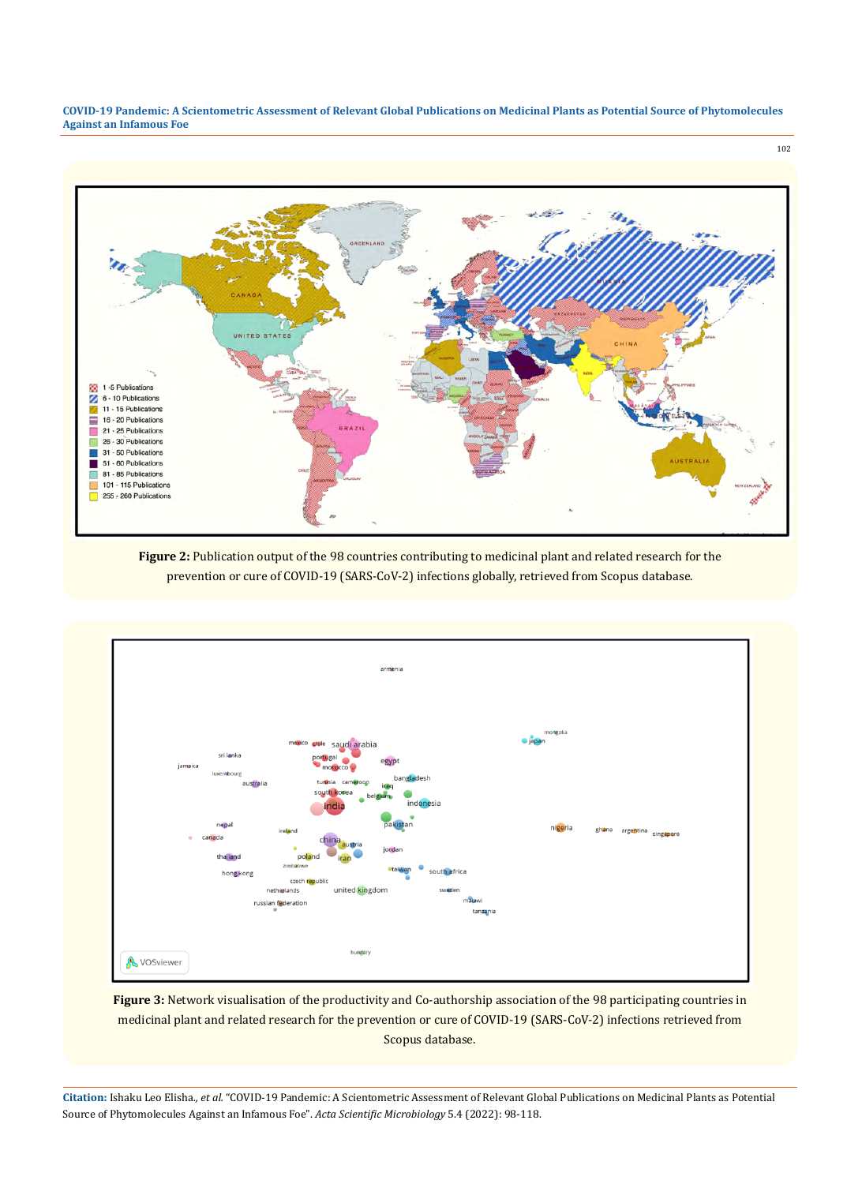**Figure 2:** Publication output of the 98 countries contributing to medicinal plant and related research for the prevention or cure of COVID-19 (SARS-CoV-2) infections globally, retrieved from Scopus database.

**Figure 3:** Network visualisation of the productivity and Co-authorship association of the 98 participating countries in medicinal plant and related research for the prevention or cure of COVID-19 (SARS-CoV-2) infections retrieved from Scopus database.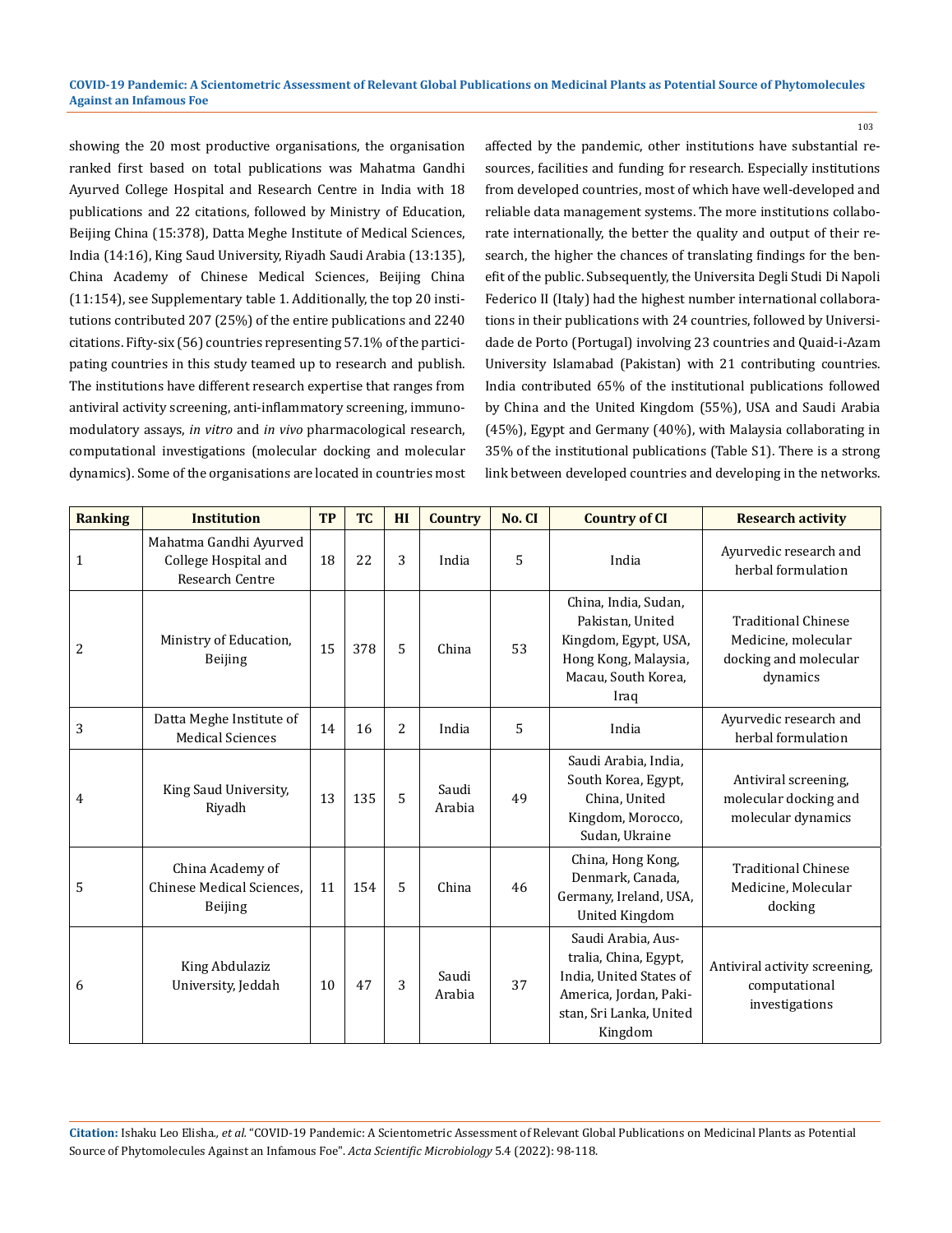showing the 20 most productive organisations, the organisation ranked first based on total publications was Mahatma Gandhi Ayurved College Hospital and Research Centre in India with 18 publications and 22 citations, followed by Ministry of Education, Beijing China (15:378), Datta Meghe Institute of Medical Sciences, India (14:16), King Saud University, Riyadh Saudi Arabia (13:135), China Academy of Chinese Medical Sciences, Beijing China (11:154), see Supplementary table 1. Additionally, the top 20 institutions contributed 207 (25%) of the entire publications and 2240 citations. Fifty-six (56) countries representing 57.1% of the participating countries in this study teamed up to research and publish. The institutions have different research expertise that ranges from antiviral activity screening, anti-inflammatory screening, immunomodulatory assays, *in vitro* and *in vivo* pharmacological research, computational investigations (molecular docking and molecular dynamics). Some of the organisations are located in countries most affected by the pandemic, other institutions have substantial resources, facilities and funding for research. Especially institutions from developed countries, most of which have well-developed and reliable data management systems. The more institutions collaborate internationally, the better the quality and output of their research, the higher the chances of translating findings for the benefit of the public. Subsequently, the Universita Degli Studi Di Napoli Federico II (Italy) had the highest number international collaborations in their publications with 24 countries, followed by Universidade de Porto (Portugal) involving 23 countries and Quaid-i-Azam University Islamabad (Pakistan) with 21 contributing countries. India contributed 65% of the institutional publications followed by China and the United Kingdom (55%), USA and Saudi Arabia (45%), Egypt and Germany (40%), with Malaysia collaborating in 35% of the institutional publications (Table S1). There is a strong link between developed countries and developing in the networks.

| Ranking | Institution | TP | TC | HI | Country | No. CI | Country of CI | Research activity |
|---|---|---|---|---|---|---|---|---|
| 1 | Mahatma Gandhi Ayurved College Hospital and Research Centre | 18 | 22 | 3 | India | 5 | India | Ayurvedic research and herbal formulation |
| 2 | Ministry of Education, Beijing | 15 | 378 | 5 | China | 53 | China, India, Sudan, Pakistan, United Kingdom, Egypt, USA, Hong Kong, Malaysia, Macau, South Korea, Iraq | Traditional Chinese Medicine, molecular docking and molecular dynamics |
| 3 | Datta Meghe Institute of Medical Sciences | 14 | 16 | 2 | India | 5 | India | Ayurvedic research and herbal formulation |
| 4 | King Saud University, Riyadh | 13 | 135 | 5 | Saudi Arabia | 49 | Saudi Arabia, India, South Korea, Egypt, China, United Kingdom, Morocco, Sudan, Ukraine | Antiviral screening, molecular docking and molecular dynamics |
| 5 | China Academy of Chinese Medical Sciences, Beijing | 11 | 154 | 5 | China | 46 | China, Hong Kong, Denmark, Canada, Germany, Ireland, USA, United Kingdom | Traditional Chinese Medicine, Molecular docking |
| 6 | King Abdulaziz University, Jeddah | 10 | 47 | 3 | Saudi Arabia | 37 | Saudi Arabia, Australia, China, Egypt, India, United States of America, Jordan, Pakistan, Sri Lanka, United Kingdom | Antiviral activity screening, computational investigations |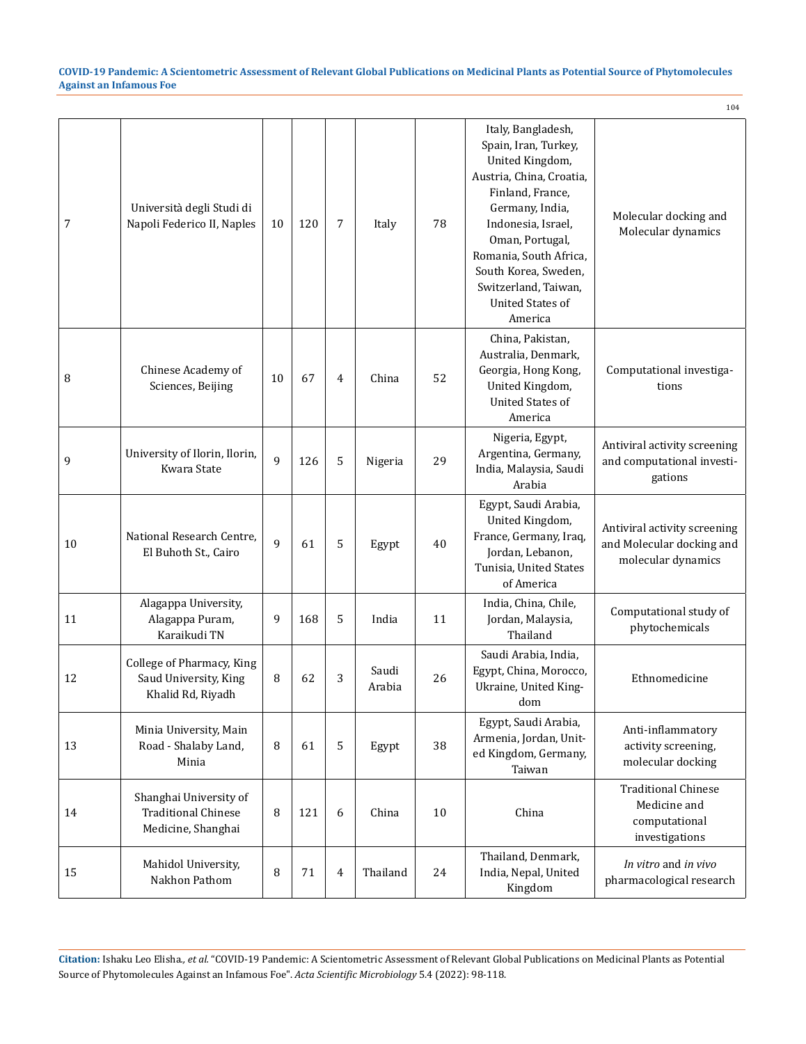| 7 | Università degli Studi di Napoli Federico II, Naples | 10 | 120 | 7 | Italy | 78 | Italy, Bangladesh, Spain, Iran, Turkey, United Kingdom, Austria, China, Croatia, Finland, France, Germany, India, Indonesia, Israel, Oman, Portugal, Romania, South Africa, South Korea, Sweden, Switzerland, Taiwan, United States of America | Molecular docking and Molecular dynamics |
|---|---|---|---|---|---|---|---|---|
| 8 | Chinese Academy of Sciences, Beijing | 10 | 67 | 4 | China | 52 | China, Pakistan, Australia, Denmark, Georgia, Hong Kong, United Kingdom, United States of America | Computational investigations |
| 9 | University of Ilorin, Ilorin, Kwara State | 9 | 126 | 5 | Nigeria | 29 | Nigeria, Egypt, Argentina, Germany, India, Malaysia, Saudi Arabia | Antiviral activity screening and computational investigations |
| 10 | National Research Centre, El Buhoth St., Cairo | 9 | 61 | 5 | Egypt | 40 | Egypt, Saudi Arabia, United Kingdom, France, Germany, Iraq, Jordan, Lebanon, Tunisia, United States of America | Antiviral activity screening and Molecular docking and molecular dynamics |
| 11 | Alagappa University, Alagappa Puram, Karaikudi TN | 9 | 168 | 5 | India | 11 | India, China, Chile, Jordan, Malaysia, Thailand | Computational study of phytochemicals |
| 12 | College of Pharmacy, King Saud University, King Khalid Rd, Riyadh | 8 | 62 | 3 | Saudi Arabia | 26 | Saudi Arabia, India, Egypt, China, Morocco, Ukraine, United Kingdom | Ethnomedicine |
| 13 | Minia University, Main Road - Shalaby Land, Minia | 8 | 61 | 5 | Egypt | 38 | Egypt, Saudi Arabia, Armenia, Jordan, United Kingdom, Germany, Taiwan | Anti-inflammatory activity screening, molecular docking |
| 14 | Shanghai University of Traditional Chinese Medicine, Shanghai | 8 | 121 | 6 | China | 10 | China | Traditional Chinese Medicine and computational investigations |
| 15 | Mahidol University, Nakhon Pathom | 8 | 71 | 4 | Thailand | 24 | Thailand, Denmark, India, Nepal, United Kingdom | *In vitro* and *in vivo* pharmacological research |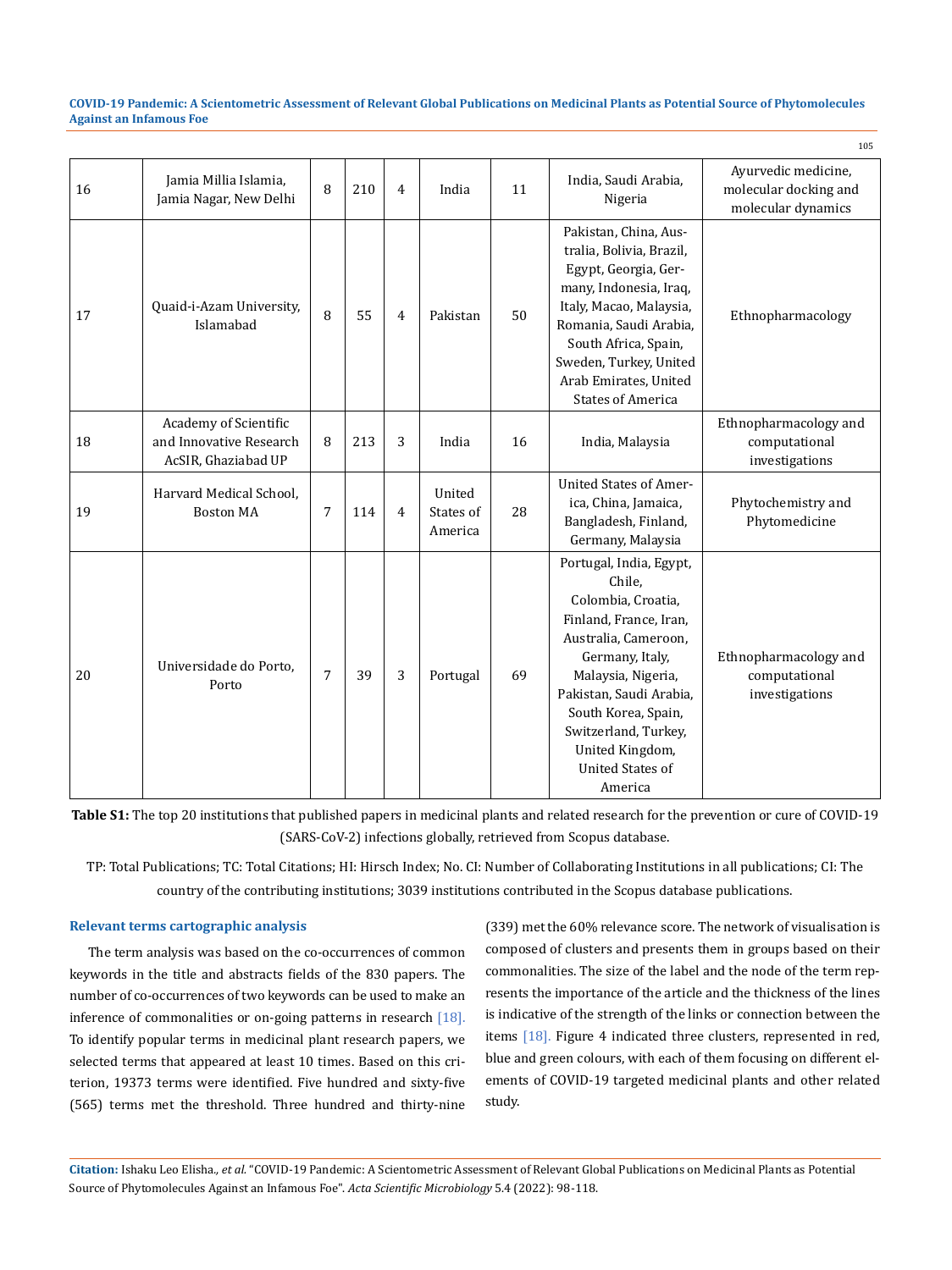| 16 | Jamia Millia Islamia, Jamia Nagar, New Delhi | 8 | 210 | 4 | India | 11 | India, Saudi Arabia, Nigeria | Ayurvedic medicine, molecular docking and molecular dynamics |
|---|---|---|---|---|---|---|---|---|
| 17 | Quaid-i-Azam University, Islamabad | 8 | 55 | 4 | Pakistan | 50 | Pakistan, China, Australia, Bolivia, Brazil, Egypt, Georgia, Germany, Indonesia, Iraq, Italy, Macao, Malaysia, Romania, Saudi Arabia, South Africa, Spain, Sweden, Turkey, United Arab Emirates, United States of America | Ethnopharmacology |
| 18 | Academy of Scientific and Innovative Research AcSIR, Ghaziabad UP | 8 | 213 | 3 | India | 16 | India, Malaysia | Ethnopharmacology and computational investigations |
| 19 | Harvard Medical School, Boston MA | 7 | 114 | 4 | United States of America | 28 | United States of America, China, Jamaica, Bangladesh, Finland, Germany, Malaysia | Phytochemistry and Phytomedicine |
| 20 | Universidade do Porto, Porto | 7 | 39 | 3 | Portugal | 69 | Portugal, India, Egypt, Chile, Colombia, Croatia, Finland, France, Iran, Australia, Cameroon, Germany, Italy, Malaysia, Nigeria, Pakistan, Saudi Arabia, South Korea, Spain, Switzerland, Turkey, United Kingdom, United States of America | Ethnopharmacology and computational investigations |

**Table S1:** The top 20 institutions that published papers in medicinal plants and related research for the prevention or cure of COVID-19 (SARS-CoV-2) infections globally, retrieved from Scopus database.

TP: Total Publications; TC: Total Citations; HI: Hirsch Index; No. CI: Number of Collaborating Institutions in all publications; CI: The country of the contributing institutions; 3039 institutions contributed in the Scopus database publications.

### Relevant terms cartographic analysis

The term analysis was based on the co-occurrences of common keywords in the title and abstracts fields of the 830 papers. The number of co-occurrences of two keywords can be used to make an inference of commonalities or on-going patterns in research [18]. To identify popular terms in medicinal plant research papers, we selected terms that appeared at least 10 times. Based on this criterion, 19373 terms were identified. Five hundred and sixty-five (565) terms met the threshold. Three hundred and thirty-nine (339) met the 60% relevance score. The network of visualisation is composed of clusters and presents them in groups based on their commonalities. The size of the label and the node of the term represents the importance of the article and the thickness of the lines is indicative of the strength of the links or connection between the items [18]. Figure 4 indicated three clusters, represented in red, blue and green colours, with each of them focusing on different elements of COVID-19 targeted medicinal plants and other related study.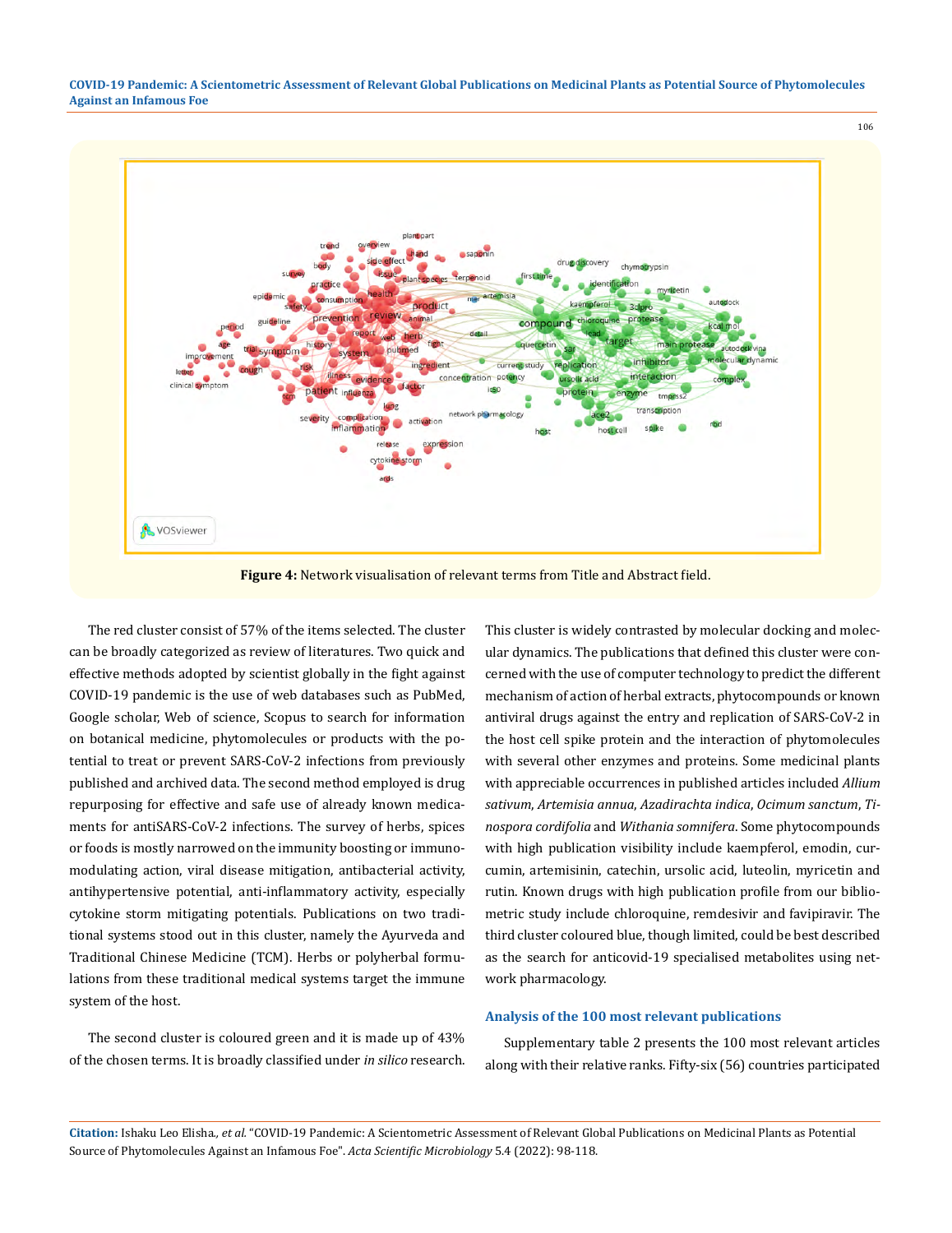**Figure 4:** Network visualisation of relevant terms from Title and Abstract field.

The red cluster consist of 57% of the items selected. The cluster can be broadly categorized as review of literatures. Two quick and effective methods adopted by scientist globally in the fight against COVID-19 pandemic is the use of web databases such as PubMed, Google scholar, Web of science, Scopus to search for information on botanical medicine, phytomolecules or products with the potential to treat or prevent SARS-CoV-2 infections from previously published and archived data. The second method employed is drug repurposing for effective and safe use of already known medicaments for antiSARS-CoV-2 infections. The survey of herbs, spices or foods is mostly narrowed on the immunity boosting or immunomodulating action, viral disease mitigation, antibacterial activity, antihypertensive potential, anti-inflammatory activity, especially cytokine storm mitigating potentials. Publications on two traditional systems stood out in this cluster, namely the Ayurveda and Traditional Chinese Medicine (TCM). Herbs or polyherbal formulations from these traditional medical systems target the immune system of the host.

The second cluster is coloured green and it is made up of 43% of the chosen terms. It is broadly classified under *in silico* research. This cluster is widely contrasted by molecular docking and molecular dynamics. The publications that defined this cluster were concerned with the use of computer technology to predict the different mechanism of action of herbal extracts, phytocompounds or known antiviral drugs against the entry and replication of SARS-CoV-2 in the host cell spike protein and the interaction of phytomolecules with several other enzymes and proteins. Some medicinal plants with appreciable occurrences in published articles included *Allium sativum*, *Artemisia annua*, *Azadirachta indica*, *Ocimum sanctum*, *Tinospora cordifolia* and *Withania somnifera*. Some phytocompounds with high publication visibility include kaempferol, emodin, curcumin, artemisinin, catechin, ursolic acid, luteolin, myricetin and rutin. Known drugs with high publication profile from our bibliometric study include chloroquine, remdesivir and favipiravir. The third cluster coloured blue, though limited, could be best described as the search for anticovid-19 specialised metabolites using network pharmacology.

### Analysis of the 100 most relevant publications

Supplementary table 2 presents the 100 most relevant articles along with their relative ranks. Fifty-six (56) countries participated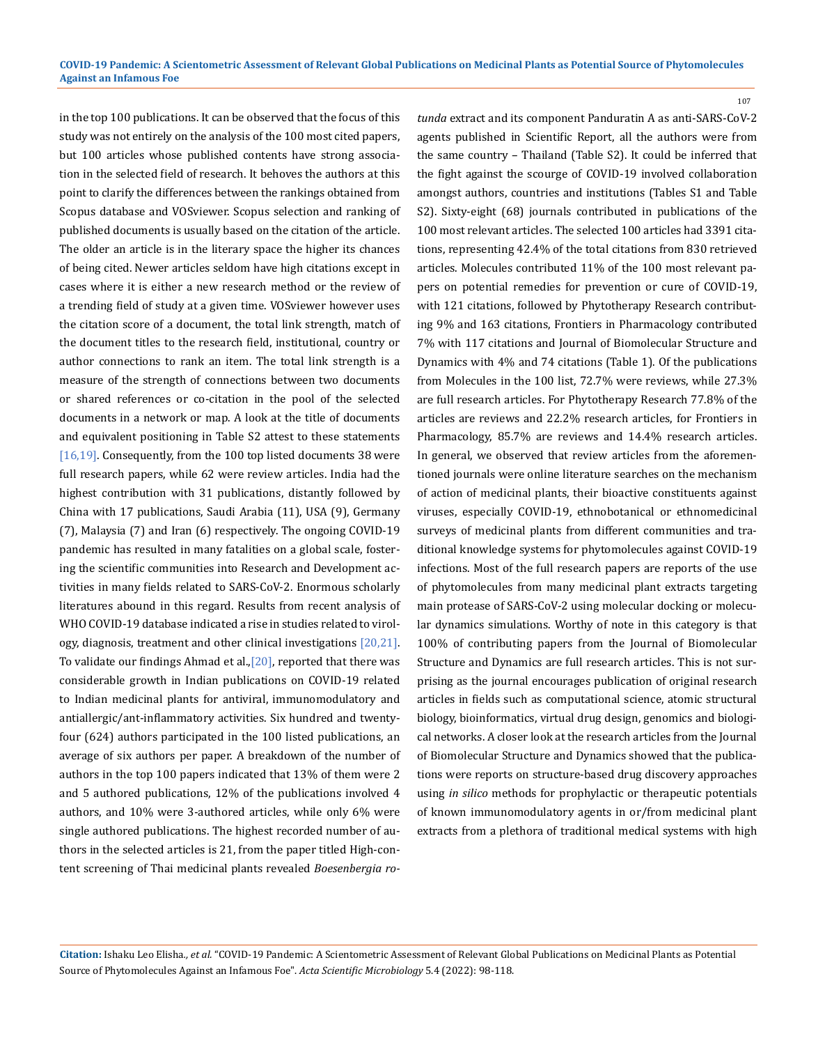in the top 100 publications. It can be observed that the focus of this study was not entirely on the analysis of the 100 most cited papers, but 100 articles whose published contents have strong association in the selected field of research. It behoves the authors at this point to clarify the differences between the rankings obtained from Scopus database and VOSviewer. Scopus selection and ranking of published documents is usually based on the citation of the article. The older an article is in the literary space the higher its chances of being cited. Newer articles seldom have high citations except in cases where it is either a new research method or the review of a trending field of study at a given time. VOSviewer however uses the citation score of a document, the total link strength, match of the document titles to the research field, institutional, country or author connections to rank an item. The total link strength is a measure of the strength of connections between two documents or shared references or co-citation in the pool of the selected documents in a network or map. A look at the title of documents and equivalent positioning in Table S2 attest to these statements [16,19]. Consequently, from the 100 top listed documents 38 were full research papers, while 62 were review articles. India had the highest contribution with 31 publications, distantly followed by China with 17 publications, Saudi Arabia (11), USA (9), Germany (7), Malaysia (7) and Iran (6) respectively. The ongoing COVID-19 pandemic has resulted in many fatalities on a global scale, fostering the scientific communities into Research and Development activities in many fields related to SARS-CoV-2. Enormous scholarly literatures abound in this regard. Results from recent analysis of WHO COVID-19 database indicated a rise in studies related to virology, diagnosis, treatment and other clinical investigations [20,21]. To validate our findings Ahmad et al.,[20], reported that there was considerable growth in Indian publications on COVID-19 related to Indian medicinal plants for antiviral, immunomodulatory and antiallergic/ant-inflammatory activities. Six hundred and twenty-four (624) authors participated in the 100 listed publications, an average of six authors per paper. A breakdown of the number of authors in the top 100 papers indicated that 13% of them were 2 and 5 authored publications, 12% of the publications involved 4 authors, and 10% were 3-authored articles, while only 6% were single authored publications. The highest recorded number of authors in the selected articles is 21, from the paper titled High-content screening of Thai medicinal plants revealed *Boesenbergia rotunda* extract and its component Panduratin A as anti-SARS-CoV-2 agents published in Scientific Report, all the authors were from the same country – Thailand (Table S2). It could be inferred that the fight against the scourge of COVID-19 involved collaboration amongst authors, countries and institutions (Tables S1 and Table S2). Sixty-eight (68) journals contributed in publications of the 100 most relevant articles. The selected 100 articles had 3391 citations, representing 42.4% of the total citations from 830 retrieved articles. Molecules contributed 11% of the 100 most relevant papers on potential remedies for prevention or cure of COVID-19, with 121 citations, followed by Phytotherapy Research contributing 9% and 163 citations, Frontiers in Pharmacology contributed 7% with 117 citations and Journal of Biomolecular Structure and Dynamics with 4% and 74 citations (Table 1). Of the publications from Molecules in the 100 list, 72.7% were reviews, while 27.3% are full research articles. For Phytotherapy Research 77.8% of the articles are reviews and 22.2% research articles, for Frontiers in Pharmacology, 85.7% are reviews and 14.4% research articles. In general, we observed that review articles from the aforementioned journals were online literature searches on the mechanism of action of medicinal plants, their bioactive constituents against viruses, especially COVID-19, ethnobotanical or ethnomedicinal surveys of medicinal plants from different communities and traditional knowledge systems for phytomolecules against COVID-19 infections. Most of the full research papers are reports of the use of phytomolecules from many medicinal plant extracts targeting main protease of SARS-CoV-2 using molecular docking or molecular dynamics simulations. Worthy of note in this category is that 100% of contributing papers from the Journal of Biomolecular Structure and Dynamics are full research articles. This is not surprising as the journal encourages publication of original research articles in fields such as computational science, atomic structural biology, bioinformatics, virtual drug design, genomics and biological networks. A closer look at the research articles from the Journal of Biomolecular Structure and Dynamics showed that the publications were reports on structure-based drug discovery approaches using *in silico* methods for prophylactic or therapeutic potentials of known immunomodulatory agents in or/from medicinal plant extracts from a plethora of traditional medical systems with high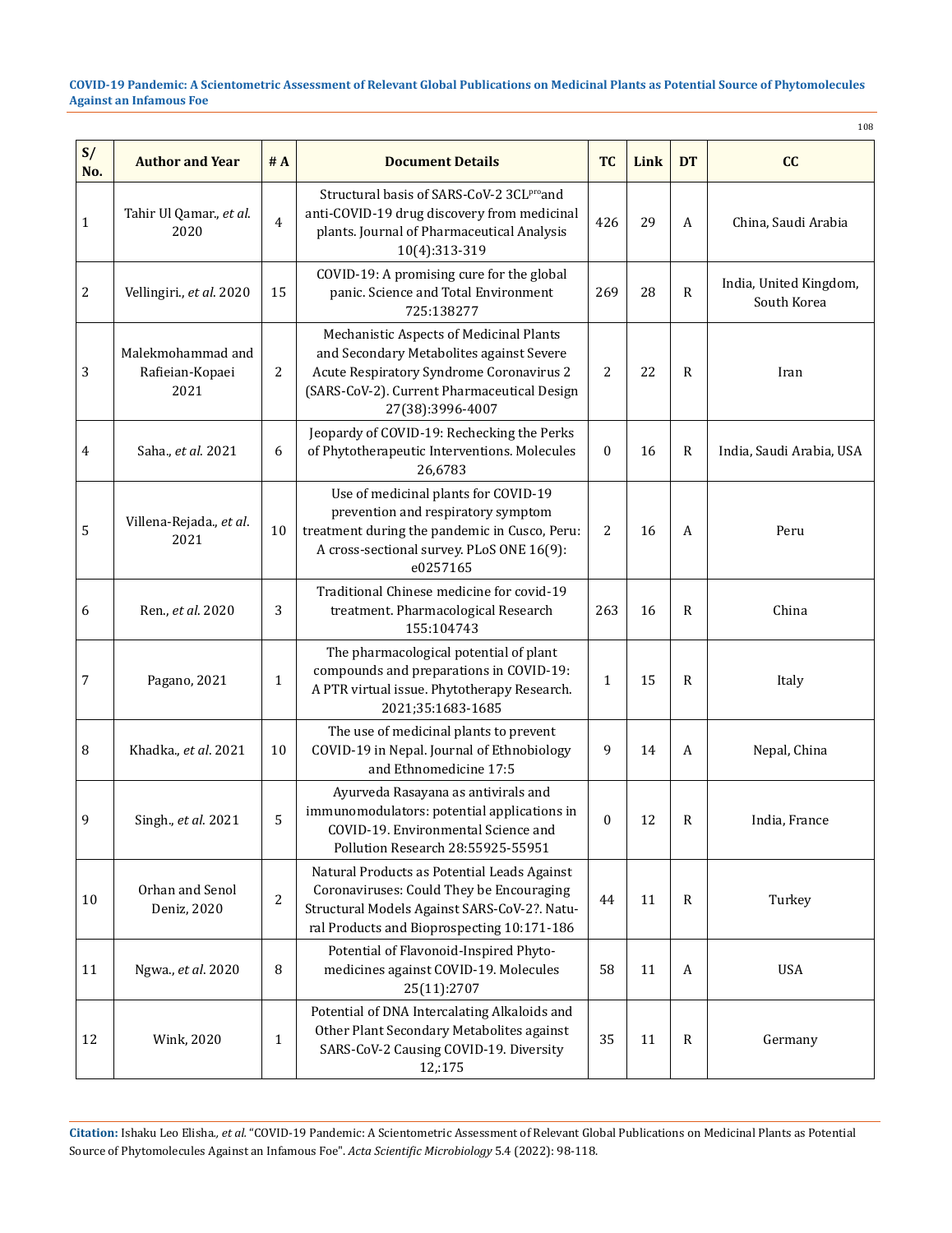| S/ No. | Author and Year | # A | Document Details | TC | Link | DT | CC |
|---|---|---|---|---|---|---|---|
| 1 | Tahir Ul Qamar., *et al.* 2020 | 4 | Structural basis of SARS-CoV-2 3CL$^{pro}$and anti-COVID-19 drug discovery from medicinal plants. Journal of Pharmaceutical Analysis 10(4):313-319 | 426 | 29 | A | China, Saudi Arabia |
| 2 | Vellingiri., *et al.* 2020 | 15 | COVID-19: A promising cure for the global panic. Science and Total Environment 725:138277 | 269 | 28 | R | India, United Kingdom, South Korea |
| 3 | Malekmohammad and Rafieian-Kopaei 2021 | 2 | Mechanistic Aspects of Medicinal Plants and Secondary Metabolites against Severe Acute Respiratory Syndrome Coronavirus 2 (SARS-CoV-2). Current Pharmaceutical Design 27(38):3996-4007 | 2 | 22 | R | Iran |
| 4 | Saha., *et al.* 2021 | 6 | Jeopardy of COVID-19: Rechecking the Perks of Phytotherapeutic Interventions. Molecules 26,6783 | 0 | 16 | R | India, Saudi Arabia, USA |
| 5 | Villena-Rejada., *et al.* 2021 | 10 | Use of medicinal plants for COVID-19 prevention and respiratory symptom treatment during the pandemic in Cusco, Peru: A cross-sectional survey. PLoS ONE 16(9): e0257165 | 2 | 16 | A | Peru |
| 6 | Ren., *et al.* 2020 | 3 | Traditional Chinese medicine for covid-19 treatment. Pharmacological Research 155:104743 | 263 | 16 | R | China |
| 7 | Pagano, 2021 | 1 | The pharmacological potential of plant compounds and preparations in COVID-19: A PTR virtual issue. Phytotherapy Research. 2021;35:1683-1685 | 1 | 15 | R | Italy |
| 8 | Khadka., *et al.* 2021 | 10 | The use of medicinal plants to prevent COVID-19 in Nepal. Journal of Ethnobiology and Ethnomedicine 17:5 | 9 | 14 | A | Nepal, China |
| 9 | Singh., *et al.* 2021 | 5 | Ayurveda Rasayana as antivirals and immunomodulators: potential applications in COVID-19. Environmental Science and Pollution Research 28:55925-55951 | 0 | 12 | R | India, France |
| 10 | Orhan and Senol Deniz, 2020 | 2 | Natural Products as Potential Leads Against Coronaviruses: Could They be Encouraging Structural Models Against SARS-CoV-2?. Natural Products and Bioprospecting 10:171-186 | 44 | 11 | R | Turkey |
| 11 | Ngwa., *et al.* 2020 | 8 | Potential of Flavonoid-Inspired Phytomedicines against COVID-19. Molecules 25(11):2707 | 58 | 11 | A | USA |
| 12 | Wink, 2020 | 1 | Potential of DNA Intercalating Alkaloids and Other Plant Secondary Metabolites against SARS-CoV-2 Causing COVID-19. Diversity 12,:175 | 35 | 11 | R | Germany |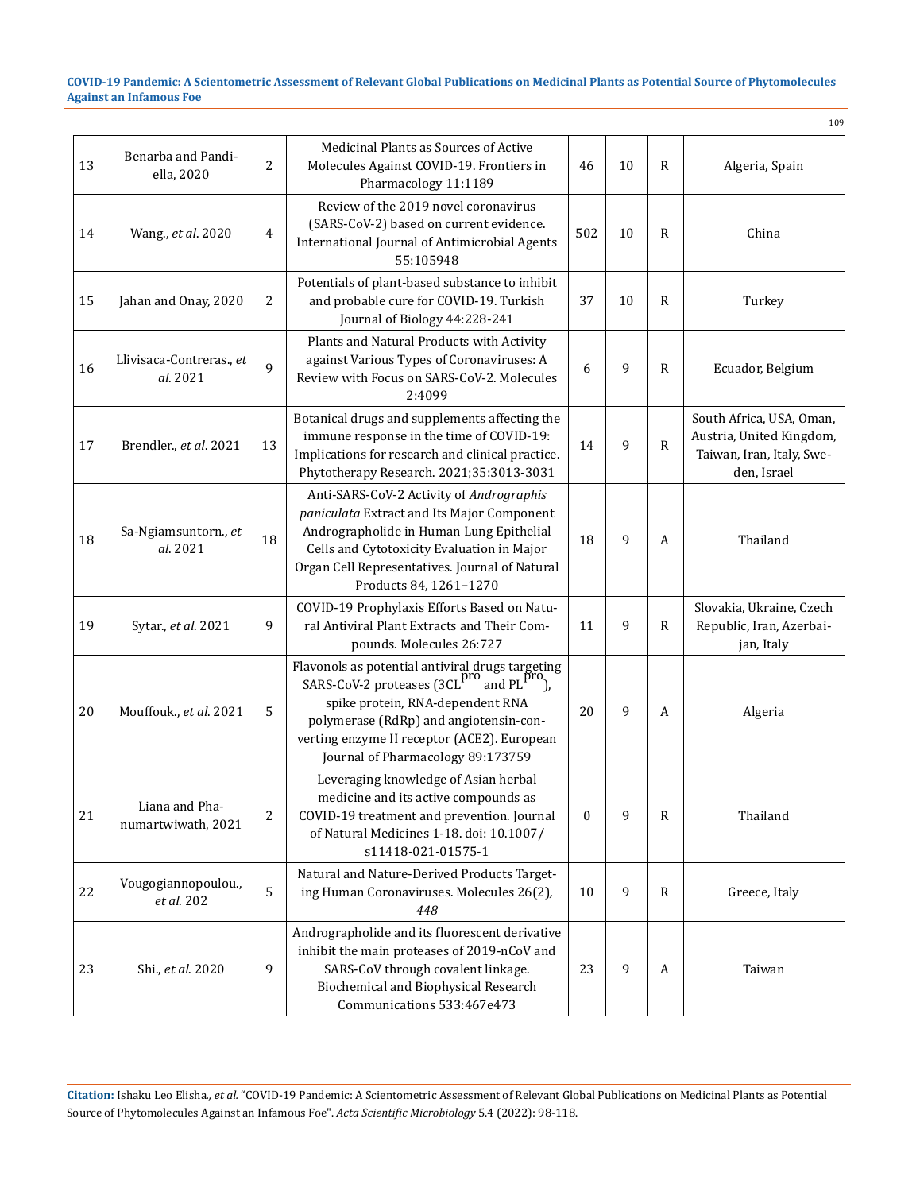| 13 | Benarba and Pandiella, 2020 | 2 | Medicinal Plants as Sources of Active Molecules Against COVID-19. Frontiers in Pharmacology 11:1189 | 46 | 10 | R | Algeria, Spain |
|---|---|---|---|---|---|---|---|
| 14 | Wang., *et al*. 2020 | 4 | Review of the 2019 novel coronavirus (SARS-CoV-2) based on current evidence. International Journal of Antimicrobial Agents 55:105948 | 502 | 10 | R | China |
| 15 | Jahan and Onay, 2020 | 2 | Potentials of plant-based substance to inhibit and probable cure for COVID-19. Turkish Journal of Biology 44:228-241 | 37 | 10 | R | Turkey |
| 16 | Llivisaca-Contreras., *et al*. 2021 | 9 | Plants and Natural Products with Activity against Various Types of Coronaviruses: A Review with Focus on SARS-CoV-2. Molecules 2:4099 | 6 | 9 | R | Ecuador, Belgium |
| 17 | Brendler., *et al*. 2021 | 13 | Botanical drugs and supplements affecting the immune response in the time of COVID-19: Implications for research and clinical practice. Phytotherapy Research. 2021;35:3013-3031 | 14 | 9 | R | South Africa, USA, Oman, Austria, United Kingdom, Taiwan, Iran, Italy, Sweden, Israel |
| 18 | Sa-Ngiamsuntorn., *et al*. 2021 | 18 | Anti-SARS-CoV-2 Activity of *Andrographis paniculata* Extract and Its Major Component Andrographolide in Human Lung Epithelial Cells and Cytotoxicity Evaluation in Major Organ Cell Representatives. Journal of Natural Products 84, 1261–1270 | 18 | 9 | A | Thailand |
| 19 | Sytar., *et al*. 2021 | 9 | COVID-19 Prophylaxis Efforts Based on Natural Antiviral Plant Extracts and Their Compounds. Molecules 26:727 | 11 | 9 | R | Slovakia, Ukraine, Czech Republic, Iran, Azerbaijan, Italy |
| 20 | Mouffouk., *et al*. 2021 | 5 | Flavonols as potential antiviral drugs targeting SARS-CoV-2 proteases ($3CL^{pro}$ and $PL^{pro}$), spike protein, RNA-dependent RNA polymerase (RdRp) and angiotensin-converting enzyme II receptor (ACE2). European Journal of Pharmacology 89:173759 | 20 | 9 | A | Algeria |
| 21 | Liana and Phanumartwiwath, 2021 | 2 | Leveraging knowledge of Asian herbal medicine and its active compounds as COVID-19 treatment and prevention. Journal of Natural Medicines 1-18. doi: 10.1007/s11418-021-01575-1 | 0 | 9 | R | Thailand |
| 22 | Vougogiannopoulou., *et al*. 202 | 5 | Natural and Nature-Derived Products Targeting Human Coronaviruses. Molecules 26(2), *448* | 10 | 9 | R | Greece, Italy |
| 23 | Shi., *et al*. 2020 | 9 | Andrographolide and its fluorescent derivative inhibit the main proteases of 2019-nCoV and SARS-CoV through covalent linkage. Biochemical and Biophysical Research Communications 533:467e473 | 23 | 9 | A | Taiwan |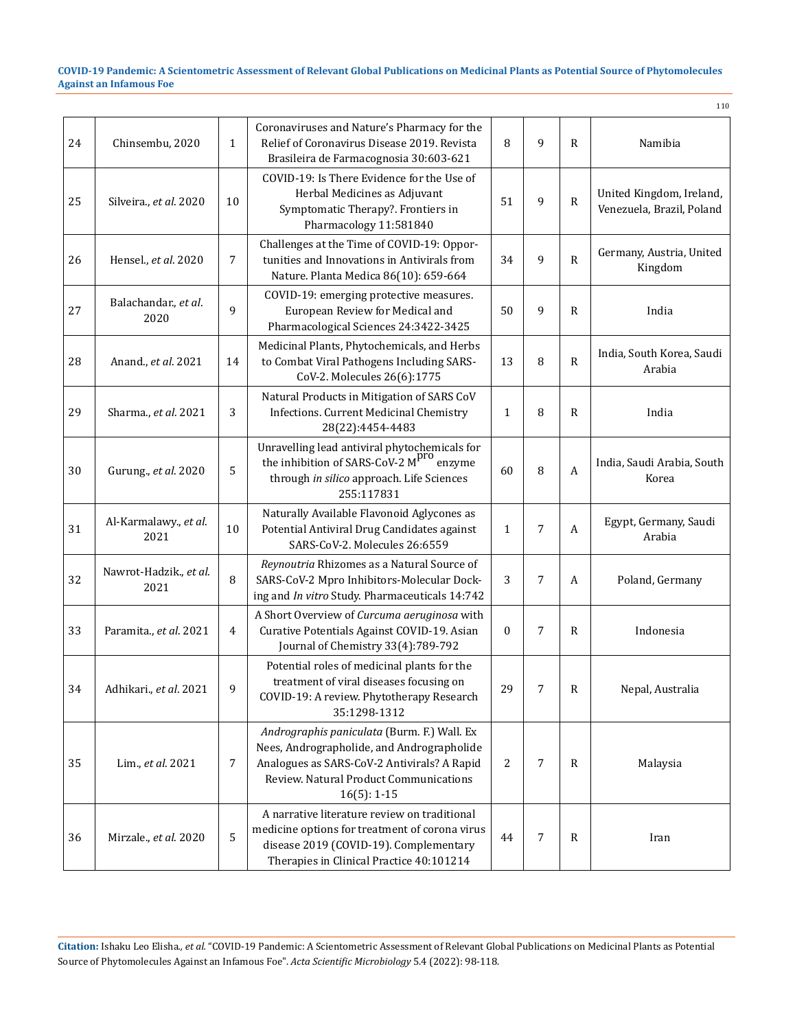| 24 | Chinsembu, 2020 | 1 | Coronaviruses and Nature's Pharmacy for the Relief of Coronavirus Disease 2019. Revista Brasileira de Farmacognosia 30:603-621 | 8 | 9 | R | Namibia |
|---|---|---|---|---|---|---|---|
| 25 | Silveira., *et al.* 2020 | 10 | COVID-19: Is There Evidence for the Use of Herbal Medicines as Adjuvant Symptomatic Therapy?. Frontiers in Pharmacology 11:581840 | 51 | 9 | R | United Kingdom, Ireland, Venezuela, Brazil, Poland |
| 26 | Hensel., *et al.* 2020 | 7 | Challenges at the Time of COVID-19: Opportunities and Innovations in Antivirals from Nature. Planta Medica 86(10): 659-664 | 34 | 9 | R | Germany, Austria, United Kingdom |
| 27 | Balachandar., *et al.* 2020 | 9 | COVID-19: emerging protective measures. European Review for Medical and Pharmacological Sciences 24:3422-3425 | 50 | 9 | R | India |
| 28 | Anand., *et al.* 2021 | 14 | Medicinal Plants, Phytochemicals, and Herbs to Combat Viral Pathogens Including SARS-CoV-2. Molecules 26(6):1775 | 13 | 8 | R | India, South Korea, Saudi Arabia |
| 29 | Sharma., *et al.* 2021 | 3 | Natural Products in Mitigation of SARS CoV Infections. Current Medicinal Chemistry 28(22):4454-4483 | 1 | 8 | R | India |
| 30 | Gurung., *et al.* 2020 | 5 | Unravelling lead antiviral phytochemicals for the inhibition of SARS-CoV-2 $M^{pro}$ enzyme through *in silico* approach. Life Sciences 255:117831 | 60 | 8 | A | India, Saudi Arabia, South Korea |
| 31 | Al-Karmalawy., *et al.* 2021 | 10 | Naturally Available Flavonoid Aglycones as Potential Antiviral Drug Candidates against SARS-CoV-2. Molecules 26:6559 | 1 | 7 | A | Egypt, Germany, Saudi Arabia |
| 32 | Nawrot-Hadzik., *et al.* 2021 | 8 | *Reynoutria* Rhizomes as a Natural Source of SARS-CoV-2 Mpro Inhibitors-Molecular Docking and *In vitro* Study. Pharmaceuticals 14:742 | 3 | 7 | A | Poland, Germany |
| 33 | Paramita., *et al.* 2021 | 4 | A Short Overview of *Curcuma aeruginosa* with Curative Potentials Against COVID-19. Asian Journal of Chemistry 33(4):789-792 | 0 | 7 | R | Indonesia |
| 34 | Adhikari., *et al.* 2021 | 9 | Potential roles of medicinal plants for the treatment of viral diseases focusing on COVID-19: A review. Phytotherapy Research 35:1298-1312 | 29 | 7 | R | Nepal, Australia |
| 35 | Lim., *et al.* 2021 | 7 | *Andrographis paniculata* (Burm. F.) Wall. Ex Nees, Andrographolide, and Andrographolide Analogues as SARS-CoV-2 Antivirals? A Rapid Review. Natural Product Communications 16(5): 1-15 | 2 | 7 | R | Malaysia |
| 36 | Mirzale., *et al.* 2020 | 5 | A narrative literature review on traditional medicine options for treatment of corona virus disease 2019 (COVID-19). Complementary Therapies in Clinical Practice 40:101214 | 44 | 7 | R | Iran |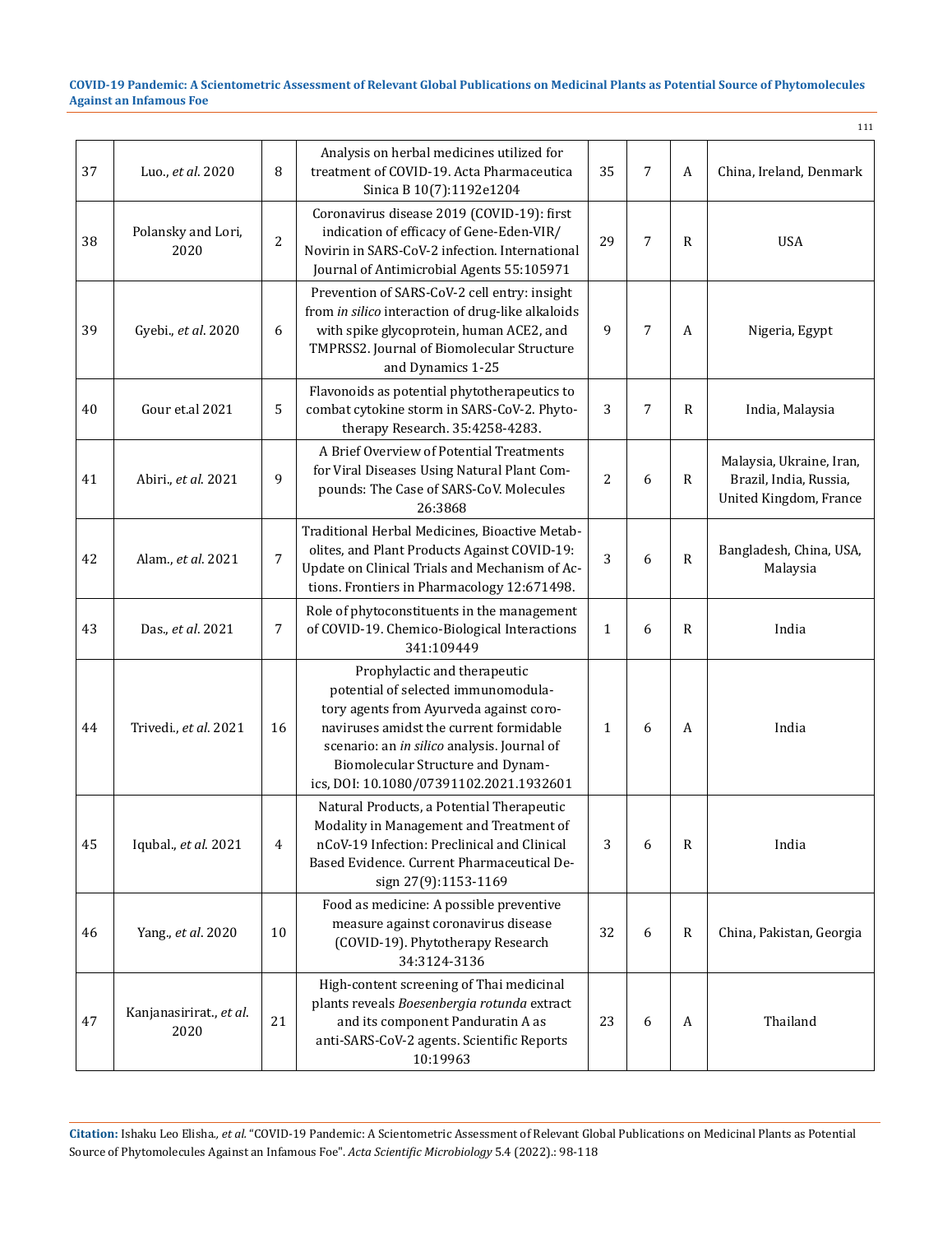| 37 | Luo., *et al.* 2020 | 8 | Analysis on herbal medicines utilized for treatment of COVID-19. Acta Pharmaceutica Sinica B 10(7):1192e1204 | 35 | 7 | A | China, Ireland, Denmark |
|---|---|---|---|---|---|---|---|
| 38 | Polansky and Lori, 2020 | 2 | Coronavirus disease 2019 (COVID-19): first indication of efficacy of Gene-Eden-VIR/ Novirin in SARS-CoV-2 infection. International Journal of Antimicrobial Agents 55:105971 | 29 | 7 | R | USA |
| 39 | Gyebi., *et al.* 2020 | 6 | Prevention of SARS-CoV-2 cell entry: insight from *in silico* interaction of drug-like alkaloids with spike glycoprotein, human ACE2, and TMPRSS2. Journal of Biomolecular Structure and Dynamics 1-25 | 9 | 7 | A | Nigeria, Egypt |
| 40 | Gour et.al 2021 | 5 | Flavonoids as potential phytotherapeutics to combat cytokine storm in SARS-CoV-2. Phytotherapy Research. 35:4258-4283. | 3 | 7 | R | India, Malaysia |
| 41 | Abiri., *et al.* 2021 | 9 | A Brief Overview of Potential Treatments for Viral Diseases Using Natural Plant Compounds: The Case of SARS-CoV. Molecules 26:3868 | 2 | 6 | R | Malaysia, Ukraine, Iran, Brazil, India, Russia, United Kingdom, France |
| 42 | Alam., *et al.* 2021 | 7 | Traditional Herbal Medicines, Bioactive Metabolites, and Plant Products Against COVID-19: Update on Clinical Trials and Mechanism of Actions. Frontiers in Pharmacology 12:671498. | 3 | 6 | R | Bangladesh, China, USA, Malaysia |
| 43 | Das., *et al.* 2021 | 7 | Role of phytoconstituents in the management of COVID-19. Chemico-Biological Interactions 341:109449 | 1 | 6 | R | India |
| 44 | Trivedi., *et al.* 2021 | 16 | Prophylactic and therapeutic potential of selected immunomodulatory agents from Ayurveda against coronaviruses amidst the current formidable scenario: an *in silico* analysis. Journal of Biomolecular Structure and Dynamics, DOI: 10.1080/07391102.2021.1932601 | 1 | 6 | A | India |
| 45 | Iqubal., *et al.* 2021 | 4 | Natural Products, a Potential Therapeutic Modality in Management and Treatment of nCoV-19 Infection: Preclinical and Clinical Based Evidence. Current Pharmaceutical Design 27(9):1153-1169 | 3 | 6 | R | India |
| 46 | Yang., *et al.* 2020 | 10 | Food as medicine: A possible preventive measure against coronavirus disease (COVID-19). Phytotherapy Research 34:3124-3136 | 32 | 6 | R | China, Pakistan, Georgia |
| 47 | Kanjanasirirat., *et al.* 2020 | 21 | High-content screening of Thai medicinal plants reveals *Boesenbergia rotunda* extract and its component Panduratin A as anti-SARS-CoV-2 agents. Scientific Reports 10:19963 | 23 | 6 | A | Thailand |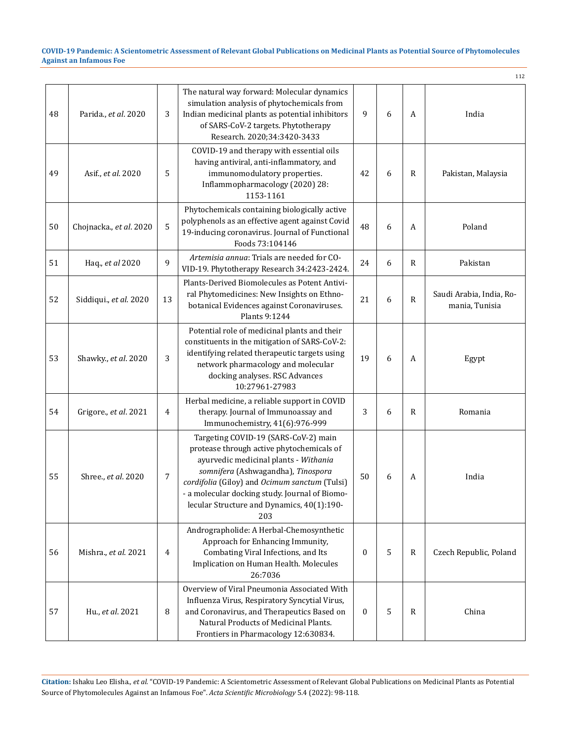| 48 | Parida., *et al*. 2020 | 3 | The natural way forward: Molecular dynamics simulation analysis of phytochemicals from Indian medicinal plants as potential inhibitors of SARS-CoV-2 targets. Phytotherapy Research. 2020;34:3420-3433 | 9 | 6 | A | India |
|---|---|---|---|---|---|---|---|
| 49 | Asif., *et al*. 2020 | 5 | COVID-19 and therapy with essential oils having antiviral, anti-inflammatory, and immunomodulatory properties. Inflammopharmacology (2020) 28: 1153-1161 | 42 | 6 | R | Pakistan, Malaysia |
| 50 | Chojnacka., *et al*. 2020 | 5 | Phytochemicals containing biologically active polyphenols as an effective agent against Covid 19-inducing coronavirus. Journal of Functional Foods 73:104146 | 48 | 6 | A | Poland |
| 51 | Haq., *et al* 2020 | 9 | *Artemisia annua*: Trials are needed for COVID-19. Phytotherapy Research 34:2423-2424. | 24 | 6 | R | Pakistan |
| 52 | Siddiqui., *et al*. 2020 | 13 | Plants-Derived Biomolecules as Potent Antiviral Phytomedicines: New Insights on Ethnobotanical Evidences against Coronaviruses. Plants 9:1244 | 21 | 6 | R | Saudi Arabia, India, Romania, Tunisia |
| 53 | Shawky., *et al*. 2020 | 3 | Potential role of medicinal plants and their constituents in the mitigation of SARS-CoV-2: identifying related therapeutic targets using network pharmacology and molecular docking analyses. RSC Advances 10:27961-27983 | 19 | 6 | A | Egypt |
| 54 | Grigore., *et al*. 2021 | 4 | Herbal medicine, a reliable support in COVID therapy. Journal of Immunoassay and Immunochemistry, 41(6):976-999 | 3 | 6 | R | Romania |
| 55 | Shree., *et al*. 2020 | 7 | Targeting COVID-19 (SARS-CoV-2) main protease through active phytochemicals of ayurvedic medicinal plants - *Withania somnifera* (Ashwagandha), *Tinospora cordifolia* (Giloy) and *Ocimum sanctum* (Tulsi) - a molecular docking study. Journal of Biomolecular Structure and Dynamics, 40(1):190-203 | 50 | 6 | A | India |
| 56 | Mishra., *et al*. 2021 | 4 | Andrographolide: A Herbal-Chemosynthetic Approach for Enhancing Immunity, Combating Viral Infections, and Its Implication on Human Health. Molecules 26:7036 | 0 | 5 | R | Czech Republic, Poland |
| 57 | Hu., *et al*. 2021 | 8 | Overview of Viral Pneumonia Associated With Influenza Virus, Respiratory Syncytial Virus, and Coronavirus, and Therapeutics Based on Natural Products of Medicinal Plants. Frontiers in Pharmacology 12:630834. | 0 | 5 | R | China |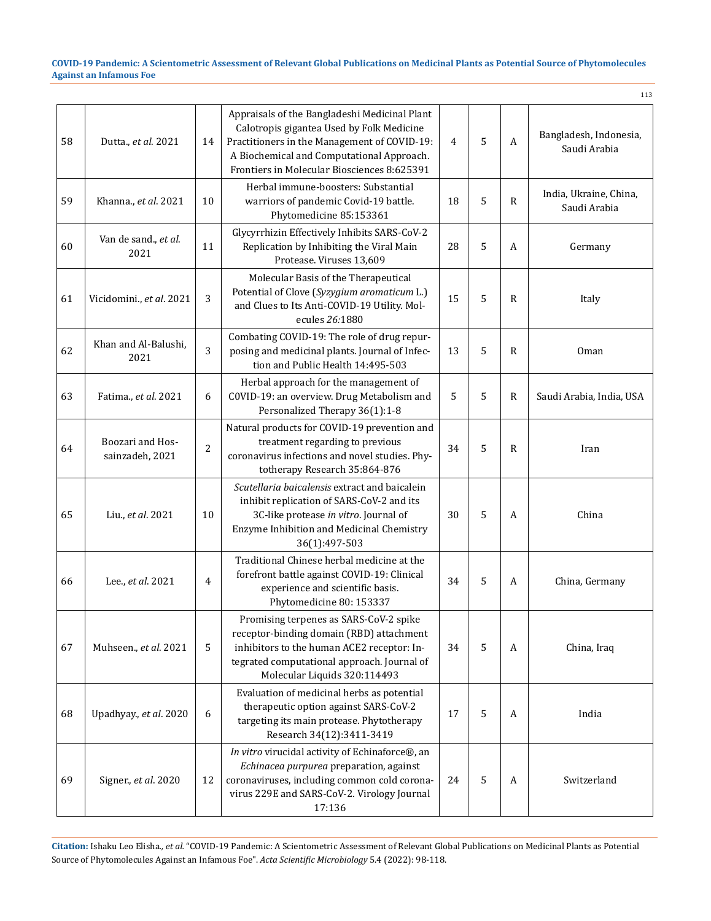| 58 | Dutta., *et al.* 2021 | 14 | Appraisals of the Bangladeshi Medicinal Plant Calotropis gigantea Used by Folk Medicine Practitioners in the Management of COVID-19: A Biochemical and Computational Approach. Frontiers in Molecular Biosciences 8:625391 | 4 | 5 | A | Bangladesh, Indonesia, Saudi Arabia |
|---|---|---|---|---|---|---|---|
| 59 | Khanna., *et al.* 2021 | 10 | Herbal immune-boosters: Substantial warriors of pandemic Covid-19 battle. Phytomedicine 85:153361 | 18 | 5 | R | India, Ukraine, China, Saudi Arabia |
| 60 | Van de sand., *et al.* 2021 | 11 | Glycyrrhizin Effectively Inhibits SARS-CoV-2 Replication by Inhibiting the Viral Main Protease. Viruses 13,609 | 28 | 5 | A | Germany |
| 61 | Vicidomini., *et al.* 2021 | 3 | Molecular Basis of the Therapeutical Potential of Clove (*Syzygium aromaticum* L.) and Clues to Its Anti-COVID-19 Utility. Molecules *26:*1880 | 15 | 5 | R | Italy |
| 62 | Khan and Al-Balushi, 2021 | 3 | Combating COVID-19: The role of drug repurposing and medicinal plants. Journal of Infection and Public Health 14:495-503 | 13 | 5 | R | Oman |
| 63 | Fatima., *et al.* 2021 | 6 | Herbal approach for the management of COVID-19: an overview. Drug Metabolism and Personalized Therapy 36(1):1-8 | 5 | 5 | R | Saudi Arabia, India, USA |
| 64 | Boozari and Hossainzadeh, 2021 | 2 | Natural products for COVID-19 prevention and treatment regarding to previous coronavirus infections and novel studies. Phytotherapy Research 35:864-876 | 34 | 5 | R | Iran |
| 65 | Liu., *et al.* 2021 | 10 | *Scutellaria baicalensis* extract and baicalein inhibit replication of SARS-CoV-2 and its 3C-like protease *in vitro*. Journal of Enzyme Inhibition and Medicinal Chemistry 36(1):497-503 | 30 | 5 | A | China |
| 66 | Lee., *et al.* 2021 | 4 | Traditional Chinese herbal medicine at the forefront battle against COVID-19: Clinical experience and scientific basis. Phytomedicine 80: 153337 | 34 | 5 | A | China, Germany |
| 67 | Muhseen., *et al.* 2021 | 5 | Promising terpenes as SARS-CoV-2 spike receptor-binding domain (RBD) attachment inhibitors to the human ACE2 receptor: Integrated computational approach. Journal of Molecular Liquids 320:114493 | 34 | 5 | A | China, Iraq |
| 68 | Upadhyay., *et al.* 2020 | 6 | Evaluation of medicinal herbs as potential therapeutic option against SARS-CoV-2 targeting its main protease. Phytotherapy Research 34(12):3411-3419 | 17 | 5 | A | India |
| 69 | Signer., *et al.* 2020 | 12 | *In vitro* virucidal activity of Echinaforce®, an *Echinacea purpurea* preparation, against coronaviruses, including common cold coronavirus 229E and SARS-CoV-2. Virology Journal 17:136 | 24 | 5 | A | Switzerland |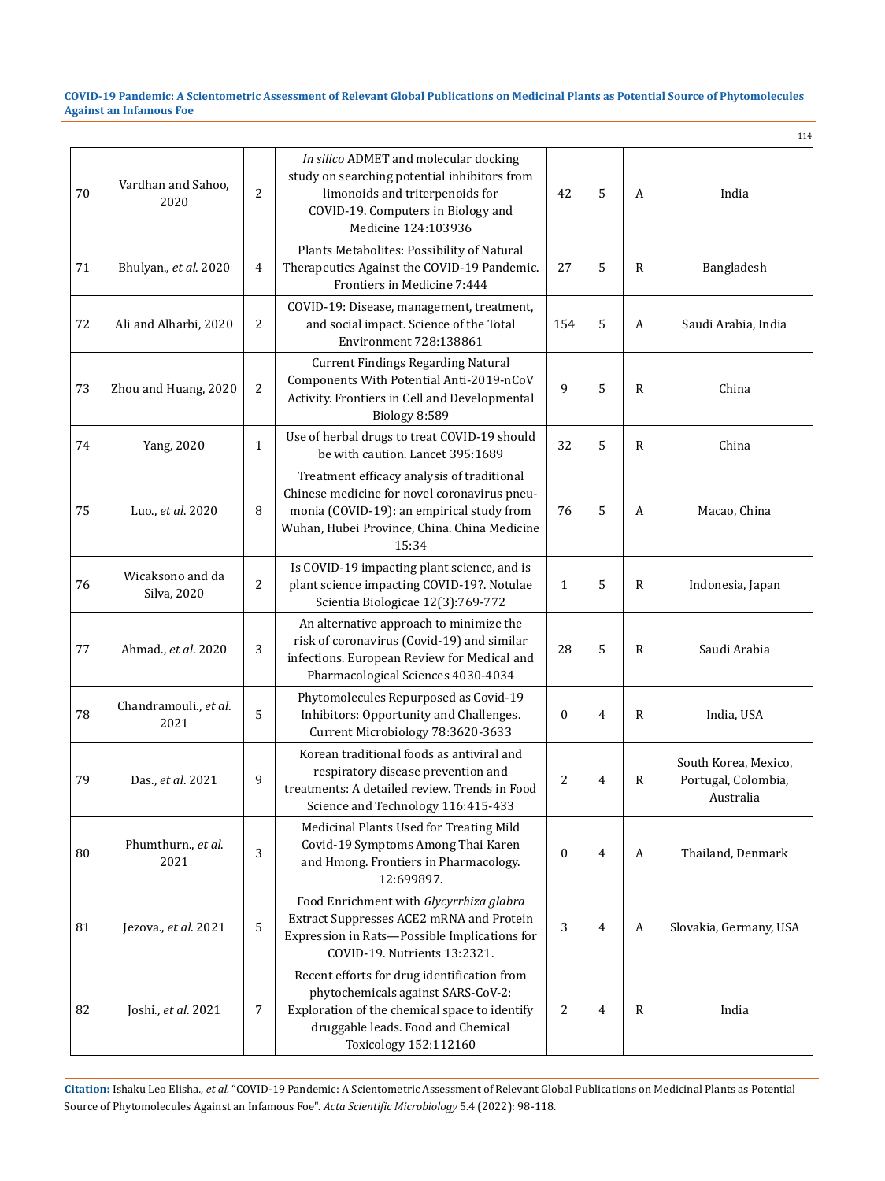| 70 | Vardhan and Sahoo, 2020 | 2 | *In silico* ADMET and molecular docking study on searching potential inhibitors from limonoids and triterpenoids for COVID-19. Computers in Biology and Medicine 124:103936 | 42 | 5 | A | India |
|---|---|---|---|---|---|---|---|
| 71 | Bhulyan., *et al.* 2020 | 4 | Plants Metabolites: Possibility of Natural Therapeutics Against the COVID-19 Pandemic. Frontiers in Medicine 7:444 | 27 | 5 | R | Bangladesh |
| 72 | Ali and Alharbi, 2020 | 2 | COVID-19: Disease, management, treatment, and social impact. Science of the Total Environment 728:138861 | 154 | 5 | A | Saudi Arabia, India |
| 73 | Zhou and Huang, 2020 | 2 | Current Findings Regarding Natural Components With Potential Anti-2019-nCoV Activity. Frontiers in Cell and Developmental Biology 8:589 | 9 | 5 | R | China |
| 74 | Yang, 2020 | 1 | Use of herbal drugs to treat COVID-19 should be with caution. Lancet 395:1689 | 32 | 5 | R | China |
| 75 | Luo., *et al.* 2020 | 8 | Treatment efficacy analysis of traditional Chinese medicine for novel coronavirus pneumonia (COVID-19): an empirical study from Wuhan, Hubei Province, China. China Medicine 15:34 | 76 | 5 | A | Macao, China |
| 76 | Wicaksono and da Silva, 2020 | 2 | Is COVID-19 impacting plant science, and is plant science impacting COVID-19?. Notulae Scientia Biologicae 12(3):769-772 | 1 | 5 | R | Indonesia, Japan |
| 77 | Ahmad., *et al.* 2020 | 3 | An alternative approach to minimize the risk of coronavirus (Covid-19) and similar infections. European Review for Medical and Pharmacological Sciences 4030-4034 | 28 | 5 | R | Saudi Arabia |
| 78 | Chandramouli., *et al.* 2021 | 5 | Phytomolecules Repurposed as Covid-19 Inhibitors: Opportunity and Challenges. Current Microbiology 78:3620-3633 | 0 | 4 | R | India, USA |
| 79 | Das., *et al.* 2021 | 9 | Korean traditional foods as antiviral and respiratory disease prevention and treatments: A detailed review. Trends in Food Science and Technology 116:415-433 | 2 | 4 | R | South Korea, Mexico, Portugal, Colombia, Australia |
| 80 | Phumthurn., *et al.* 2021 | 3 | Medicinal Plants Used for Treating Mild Covid-19 Symptoms Among Thai Karen and Hmong. Frontiers in Pharmacology. 12:699897. | 0 | 4 | A | Thailand, Denmark |
| 81 | Jezova., *et al.* 2021 | 5 | Food Enrichment with *Glycyrrhiza glabra* Extract Suppresses ACE2 mRNA and Protein Expression in Rats—Possible Implications for COVID-19. Nutrients 13:2321. | 3 | 4 | A | Slovakia, Germany, USA |
| 82 | Joshi., *et al.* 2021 | 7 | Recent efforts for drug identification from phytochemicals against SARS-CoV-2: Exploration of the chemical space to identify druggable leads. Food and Chemical Toxicology 152:112160 | 2 | 4 | R | India |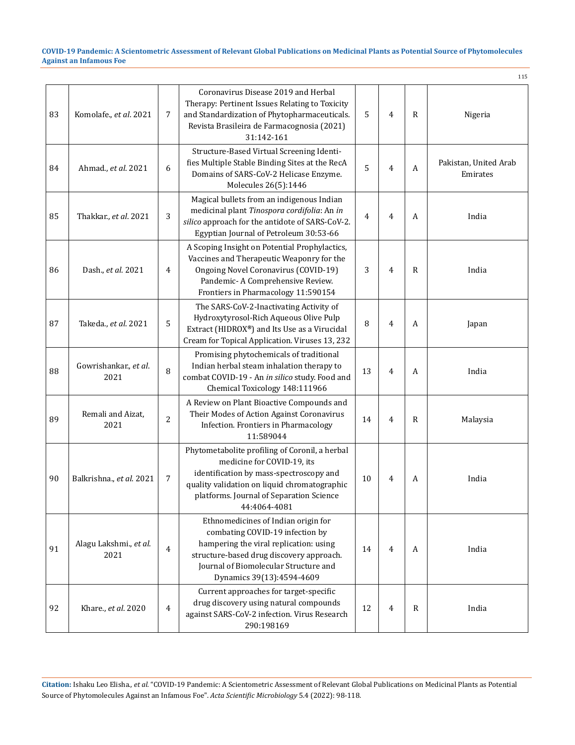| | | | | | | | |
|---|---|---|---|---|---|---|---|
| 83 | Komolafe., *et al.* 2021 | 7 | Coronavirus Disease 2019 and Herbal Therapy: Pertinent Issues Relating to Toxicity and Standardization of Phytopharmaceuticals. Revista Brasileira de Farmacognosia (2021) 31:142-161 | 5 | 4 | R | Nigeria |
| 84 | Ahmad., *et al.* 2021 | 6 | Structure-Based Virtual Screening Identifies Multiple Stable Binding Sites at the RecA Domains of SARS-CoV-2 Helicase Enzyme. Molecules 26(5):1446 | 5 | 4 | A | Pakistan, United Arab Emirates |
| 85 | Thakkar., *et al.* 2021 | 3 | Magical bullets from an indigenous Indian medicinal plant *Tinospora cordifolia*: An *in silico* approach for the antidote of SARS-CoV-2. Egyptian Journal of Petroleum 30:53-66 | 4 | 4 | A | India |
| 86 | Dash., *et al.* 2021 | 4 | A Scoping Insight on Potential Prophylactics, Vaccines and Therapeutic Weaponry for the Ongoing Novel Coronavirus (COVID-19) Pandemic- A Comprehensive Review. Frontiers in Pharmacology 11:590154 | 3 | 4 | R | India |
| 87 | Takeda., *et al.* 2021 | 5 | The SARS-CoV-2-Inactivating Activity of Hydroxytyrosol-Rich Aqueous Olive Pulp Extract (HIDROX®) and Its Use as a Virucidal Cream for Topical Application. Viruses 13, 232 | 8 | 4 | A | Japan |
| 88 | Gowrishankar., *et al.* 2021 | 8 | Promising phytochemicals of traditional Indian herbal steam inhalation therapy to combat COVID-19 - An *in silico* study. Food and Chemical Toxicology 148:111966 | 13 | 4 | A | India |
| 89 | Remali and Aizat, 2021 | 2 | A Review on Plant Bioactive Compounds and Their Modes of Action Against Coronavirus Infection. Frontiers in Pharmacology 11:589044 | 14 | 4 | R | Malaysia |
| 90 | Balkrishna., *et al.* 2021 | 7 | Phytometabolite profiling of Coronil, a herbal medicine for COVID-19, its identification by mass-spectroscopy and quality validation on liquid chromatographic platforms. Journal of Separation Science 44:4064-4081 | 10 | 4 | A | India |
| 91 | Alagu Lakshmi., *et al.* 2021 | 4 | Ethnomedicines of Indian origin for combating COVID-19 infection by hampering the viral replication: using structure-based drug discovery approach. Journal of Biomolecular Structure and Dynamics 39(13):4594-4609 | 14 | 4 | A | India |
| 92 | Khare., *et al.* 2020 | 4 | Current approaches for target-specific drug discovery using natural compounds against SARS-CoV-2 infection. Virus Research 290:198169 | 12 | 4 | R | India |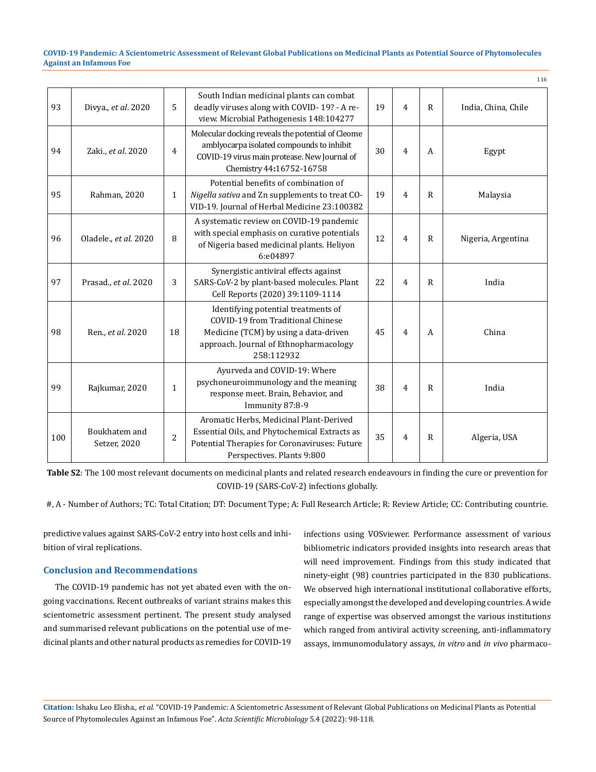| 93 | Divya., *et al*. 2020 | 5 | South Indian medicinal plants can combat deadly viruses along with COVID- 19? - A review. Microbial Pathogenesis 148:104277 | 19 | 4 | R | India, China, Chile |
|---|---|---|---|---|---|---|---|
| 94 | Zaki., *et al*. 2020 | 4 | Molecular docking reveals the potential of Cleome amblyocarpa isolated compounds to inhibit COVID-19 virus main protease. New Journal of Chemistry 44:16752-16758 | 30 | 4 | A | Egypt |
| 95 | Rahman, 2020 | 1 | Potential benefits of combination of *Nigella sativa* and Zn supplements to treat COVID-19. Journal of Herbal Medicine 23:100382 | 19 | 4 | R | Malaysia |
| 96 | Oladele., *et al*. 2020 | 8 | A systematic review on COVID-19 pandemic with special emphasis on curative potentials of Nigeria based medicinal plants. Heliyon 6:e04897 | 12 | 4 | R | Nigeria, Argentina |
| 97 | Prasad., *et al*. 2020 | 3 | Synergistic antiviral effects against SARS-CoV-2 by plant-based molecules. Plant Cell Reports (2020) 39:1109-1114 | 22 | 4 | R | India |
| 98 | Ren., *et al*. 2020 | 18 | Identifying potential treatments of COVID-19 from Traditional Chinese Medicine (TCM) by using a data-driven approach. Journal of Ethnopharmacology 258:112932 | 45 | 4 | A | China |
| 99 | Rajkumar, 2020 | 1 | Ayurveda and COVID-19: Where psychoneuroimmunology and the meaning response meet. Brain, Behavior, and Immunity 87:8-9 | 38 | 4 | R | India |
| 100 | Boukhatem and Setzer, 2020 | 2 | Aromatic Herbs, Medicinal Plant-Derived Essential Oils, and Phytochemical Extracts as Potential Therapies for Coronaviruses: Future Perspectives. Plants 9:800 | 35 | 4 | R | Algeria, USA |

**Table S2**: The 100 most relevant documents on medicinal plants and related research endeavours in finding the cure or prevention for COVID-19 (SARS-CoV-2) infections globally.

#, A - Number of Authors; TC: Total Citation; DT: Document Type; A: Full Research Article; R: Review Article; CC: Contributing countrie.

predictive values against SARS-CoV-2 entry into host cells and inhibition of viral replications.

## Conclusion and Recommendations

The COVID-19 pandemic has not yet abated even with the ongoing vaccinations. Recent outbreaks of variant strains makes this scientometric assessment pertinent. The present study analysed and summarised relevant publications on the potential use of medicinal plants and other natural products as remedies for COVID-19 infections using VOSviewer. Performance assessment of various bibliometric indicators provided insights into research areas that will need improvement. Findings from this study indicated that ninety-eight (98) countries participated in the 830 publications. We observed high international institutional collaborative efforts, especially amongst the developed and developing countries. A wide range of expertise was observed amongst the various institutions which ranged from antiviral activity screening, anti-inflammatory assays, immunomodulatory assays, *in vitro* and *in vivo* pharmaco-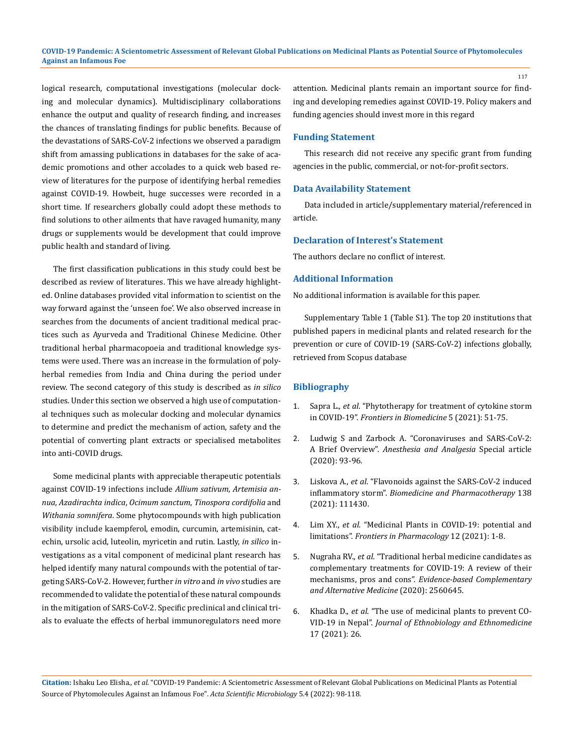logical research, computational investigations (molecular docking and molecular dynamics). Multidisciplinary collaborations enhance the output and quality of research finding, and increases the chances of translating findings for public benefits. Because of the devastations of SARS-CoV-2 infections we observed a paradigm shift from amassing publications in databases for the sake of academic promotions and other accolades to a quick web based review of literatures for the purpose of identifying herbal remedies against COVID-19. Howbeit, huge successes were recorded in a short time. If researchers globally could adopt these methods to find solutions to other ailments that have ravaged humanity, many drugs or supplements would be development that could improve public health and standard of living.

The first classification publications in this study could best be described as review of literatures. This we have already highlighted. Online databases provided vital information to scientist on the way forward against the 'unseen foe'. We also observed increase in searches from the documents of ancient traditional medical practices such as Ayurveda and Traditional Chinese Medicine. Other traditional herbal pharmacopoeia and traditional knowledge systems were used. There was an increase in the formulation of polyherbal remedies from India and China during the period under review. The second category of this study is described as *in silico* studies. Under this section we observed a high use of computational techniques such as molecular docking and molecular dynamics to determine and predict the mechanism of action, safety and the potential of converting plant extracts or specialised metabolites into anti-COVID drugs.

Some medicinal plants with appreciable therapeutic potentials against COVID-19 infections include *Allium sativum*, *Artemisia annua*, *Azadirachta indica*, *Ocimum sanctum*, *Tinospora cordifolia* and *Withania somnifera*. Some phytocompounds with high publication visibility include kaempferol, emodin, curcumin, artemisinin, catechin, ursolic acid, luteolin, myricetin and rutin. Lastly, *in silico* investigations as a vital component of medicinal plant research has helped identify many natural compounds with the potential of targeting SARS-CoV-2. However, further *in vitro* and *in vivo* studies are recommended to validate the potential of these natural compounds in the mitigation of SARS-CoV-2. Specific preclinical and clinical trials to evaluate the effects of herbal immunoregulators need more attention. Medicinal plants remain an important source for finding and developing remedies against COVID-19. Policy makers and funding agencies should invest more in this regard

## Funding Statement

This research did not receive any specific grant from funding agencies in the public, commercial, or not-for-profit sectors.

## Data Availability Statement

Data included in article/supplementary material/referenced in article.

## Declaration of Interest's Statement

The authors declare no conflict of interest.

## Additional Information

No additional information is available for this paper.

Supplementary Table 1 (Table S1). The top 20 institutions that published papers in medicinal plants and related research for the prevention or cure of COVID-19 (SARS-CoV-2) infections globally, retrieved from Scopus database

## Bibliography

1. Sapra L., *et al*. "Phytotherapy for treatment of cytokine storm in COVID-19". *Frontiers in Biomedicine* 5 (2021): 51-75.
2. Ludwig S and Zarbock A. "Coronaviruses and SARS-CoV-2: A Brief Overview". *Anesthesia and Analgesia* Special article (2020): 93-96.
3. Liskova A., *et al*. "Flavonoids against the SARS-CoV-2 induced inflammatory storm". *Biomedicine and Pharmacotherapy* 138 (2021): 111430.
4. Lim XY., *et al.* "Medicinal Plants in COVID-19: potential and limitations". *Frontiers in Pharmacology* 12 (2021): 1-8.
5. Nugraha RV., *et al*. "Traditional herbal medicine candidates as complementary treatments for COVID-19: A review of their mechanisms, pros and cons". *Evidence-based Complementary and Alternative Medicine* (2020): 2560645.
6. Khadka D., *et al.* "The use of medicinal plants to prevent COVID-19 in Nepal". *Journal of Ethnobiology and Ethnomedicine* 17 (2021): 26.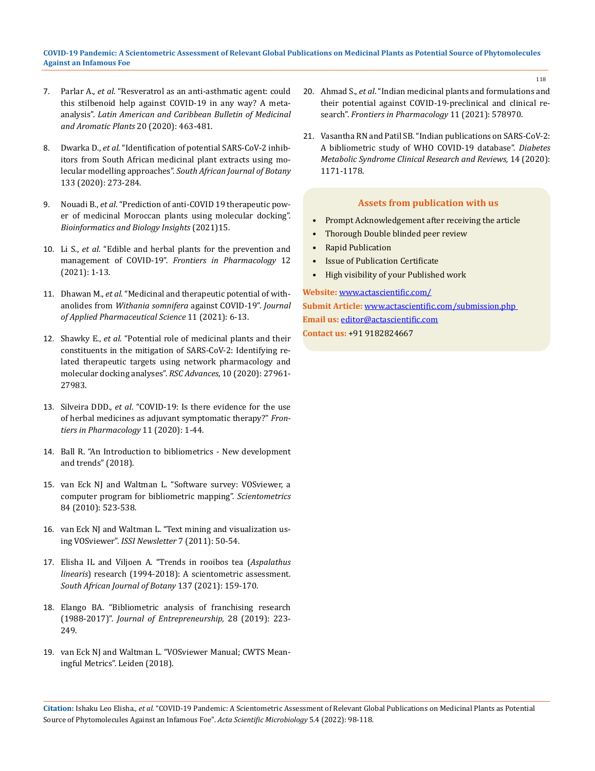7. Parlar A., *et al*. "Resveratrol as an anti-asthmatic agent: could this stilbenoid help against COVID-19 in any way? A meta-analysis". *Latin American and Caribbean Bulletin of Medicinal and Aromatic Plants* 20 (2020): 463-481.

8. Dwarka D., *et al*. "Identification of potential SARS-CoV-2 inhibitors from South African medicinal plant extracts using molecular modelling approaches". *South African Journal of Botany* 133 (2020): 273-284.

9. Nouadi B., *et al*. "Prediction of anti-COVID 19 therapeutic power of medicinal Moroccan plants using molecular docking". *Bioinformatics and Biology Insights* (2021)15.

10. Li S., *et al*. "Edible and herbal plants for the prevention and management of COVID-19". *Frontiers in Pharmacology* 12 (2021): 1-13.

11. Dhawan M., *et al*. "Medicinal and therapeutic potential of withanolides from *Withania somnifera* against COVID-19". *Journal of Applied Pharmaceutical Science* 11 (2021): 6-13.

12. Shawky E., *et al*. "Potential role of medicinal plants and their constituents in the mitigation of SARS-CoV-2: Identifying related therapeutic targets using network pharmacology and molecular docking analyses". *RSC Advances*, 10 (2020): 27961-27983.

13. Silveira DDD., *et al*. "COVID-19: Is there evidence for the use of herbal medicines as adjuvant symptomatic therapy?" *Frontiers in Pharmacology* 11 (2020): 1-44.

14. Ball R. "An Introduction to bibliometrics - New development and trends" (2018).

15. van Eck NJ and Waltman L. "Software survey: VOSviewer, a computer program for bibliometric mapping". *Scientometrics* 84 (2010): 523-538.

16. van Eck NJ and Waltman L. "Text mining and visualization using VOSviewer". *ISSI Newsletter* 7 (2011): 50-54.

17. Elisha IL and Viljoen A. "Trends in rooibos tea (*Aspalathus linearis*) research (1994-2018): A scientometric assessment. *South African Journal of Botany* 137 (2021): 159-170.

18. Elango BA. "Bibliometric analysis of franchising research (1988-2017)". *Journal of Entrepreneurship,* 28 (2019): 223-249.

19. van Eck NJ and Waltman L. "VOSviewer Manual; CWTS Meaningful Metrics". Leiden (2018).

20. Ahmad S., *et al*. "Indian medicinal plants and formulations and their potential against COVID-19-preclinical and clinical research". *Frontiers in Pharmacology* 11 (2021): 578970.

21. Vasantha RN and Patil SB. "Indian publications on SARS-CoV-2: A bibliometric study of WHO COVID-19 database". *Diabetes Metabolic Syndrome Clinical Research and Reviews,* 14 (2020): 1171-1178.

**Assets from publication with us**

- Prompt Acknowledgement after receiving the article
- Thorough Double blinded peer review
- Rapid Publication
- Issue of Publication Certificate
- High visibility of your Published work

**Website:** www.actascientific.com/

**Submit Article:** www.actascientific.com/submission.php

**Email us:** editor@actascientific.com

**Contact us:** +91 9182824667